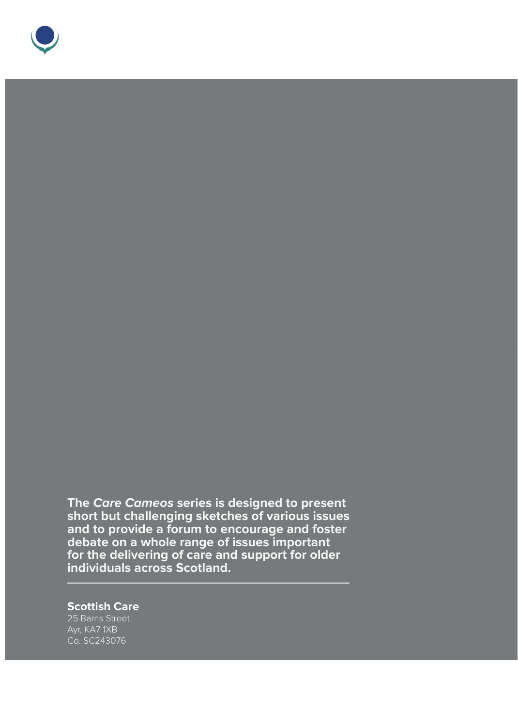**The *Care Cameos* series is designed to present short but challenging sketches of various issues and to provide a forum to encourage and foster debate on a whole range of issues important for the delivering of care and support for older individuals across Scotland.**

---

**Scottish Care**
25 Barns Street
Ayr, KA7 1XB
Co. SC243076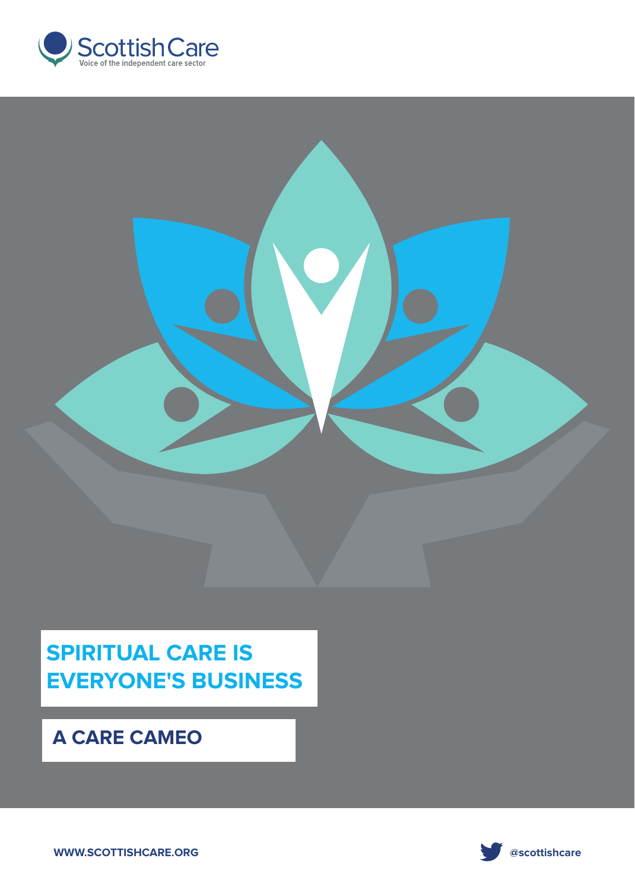Scottish Care

Voice of the independent care sector

# SPIRITUAL CARE IS EVERYONE'S BUSINESS

## A CARE CAMEO

WWW.SCOTTISHCARE.ORG

@scottishcare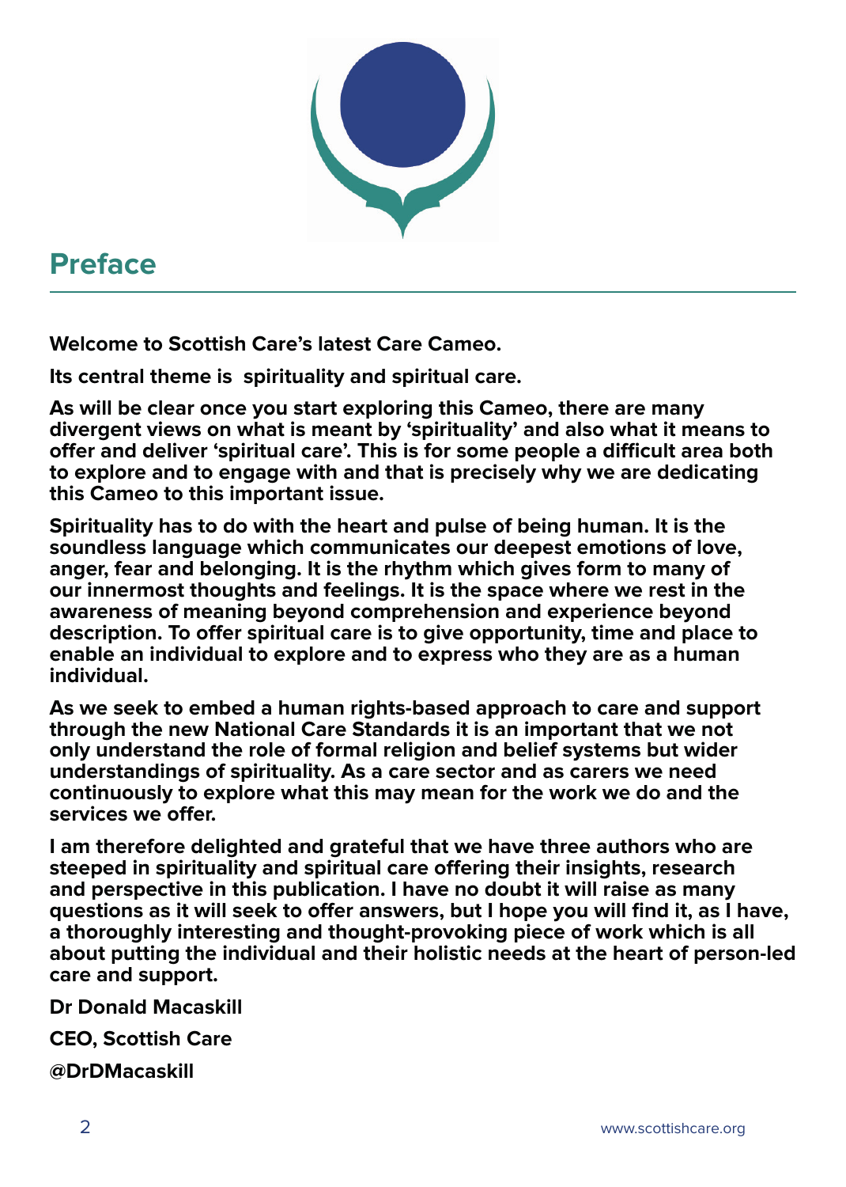# Preface

**Welcome to Scottish Care's latest Care Cameo.**

**Its central theme is spirituality and spiritual care.**

**As will be clear once you start exploring this Cameo, there are many divergent views on what is meant by 'spirituality' and also what it means to offer and deliver 'spiritual care'. This is for some people a difficult area both to explore and to engage with and that is precisely why we are dedicating this Cameo to this important issue.**

**Spirituality has to do with the heart and pulse of being human. It is the soundless language which communicates our deepest emotions of love, anger, fear and belonging. It is the rhythm which gives form to many of our innermost thoughts and feelings. It is the space where we rest in the awareness of meaning beyond comprehension and experience beyond description. To offer spiritual care is to give opportunity, time and place to enable an individual to explore and to express who they are as a human individual.**

**As we seek to embed a human rights-based approach to care and support through the new National Care Standards it is an important that we not only understand the role of formal religion and belief systems but wider understandings of spirituality. As a care sector and as carers we need continuously to explore what this may mean for the work we do and the services we offer.**

**I am therefore delighted and grateful that we have three authors who are steeped in spirituality and spiritual care offering their insights, research and perspective in this publication. I have no doubt it will raise as many questions as it will seek to offer answers, but I hope you will find it, as I have, a thoroughly interesting and thought-provoking piece of work which is all about putting the individual and their holistic needs at the heart of person-led care and support.**

**Dr Donald Macaskill**

**CEO, Scottish Care**

**@DrDMacaskill**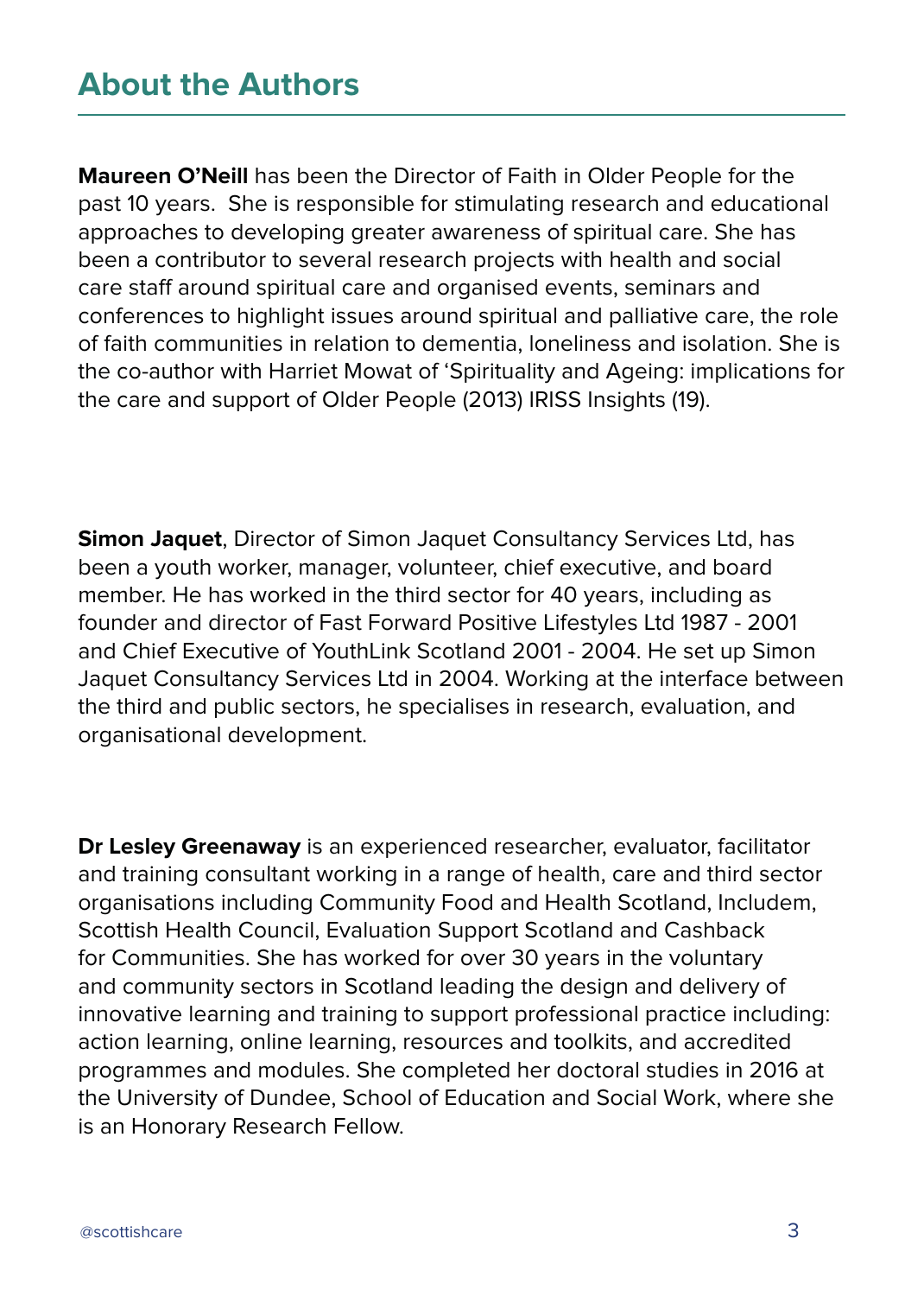## About the Authors

**Maureen O'Neill** has been the Director of Faith in Older People for the past 10 years. She is responsible for stimulating research and educational approaches to developing greater awareness of spiritual care. She has been a contributor to several research projects with health and social care staff around spiritual care and organised events, seminars and conferences to highlight issues around spiritual and palliative care, the role of faith communities in relation to dementia, loneliness and isolation. She is the co-author with Harriet Mowat of 'Spirituality and Ageing: implications for the care and support of Older People (2013) IRISS Insights (19).

**Simon Jaquet**, Director of Simon Jaquet Consultancy Services Ltd, has been a youth worker, manager, volunteer, chief executive, and board member. He has worked in the third sector for 40 years, including as founder and director of Fast Forward Positive Lifestyles Ltd 1987 - 2001 and Chief Executive of YouthLink Scotland 2001 - 2004. He set up Simon Jaquet Consultancy Services Ltd in 2004. Working at the interface between the third and public sectors, he specialises in research, evaluation, and organisational development.

**Dr Lesley Greenaway** is an experienced researcher, evaluator, facilitator and training consultant working in a range of health, care and third sector organisations including Community Food and Health Scotland, Includem, Scottish Health Council, Evaluation Support Scotland and Cashback for Communities. She has worked for over 30 years in the voluntary and community sectors in Scotland leading the design and delivery of innovative learning and training to support professional practice including: action learning, online learning, resources and toolkits, and accredited programmes and modules. She completed her doctoral studies in 2016 at the University of Dundee, School of Education and Social Work, where she is an Honorary Research Fellow.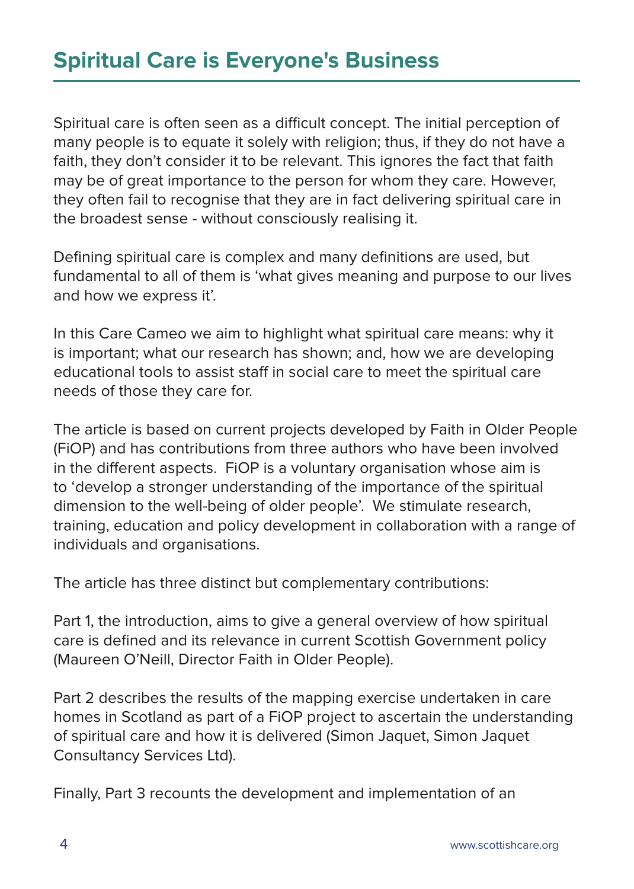# Spiritual Care is Everyone's Business

Spiritual care is often seen as a difficult concept. The initial perception of many people is to equate it solely with religion; thus, if they do not have a faith, they don't consider it to be relevant. This ignores the fact that faith may be of great importance to the person for whom they care. However, they often fail to recognise that they are in fact delivering spiritual care in the broadest sense - without consciously realising it.

Defining spiritual care is complex and many definitions are used, but fundamental to all of them is 'what gives meaning and purpose to our lives and how we express it'.

In this Care Cameo we aim to highlight what spiritual care means: why it is important; what our research has shown; and, how we are developing educational tools to assist staff in social care to meet the spiritual care needs of those they care for.

The article is based on current projects developed by Faith in Older People (FiOP) and has contributions from three authors who have been involved in the different aspects. FiOP is a voluntary organisation whose aim is to 'develop a stronger understanding of the importance of the spiritual dimension to the well-being of older people'. We stimulate research, training, education and policy development in collaboration with a range of individuals and organisations.

The article has three distinct but complementary contributions:

Part 1, the introduction, aims to give a general overview of how spiritual care is defined and its relevance in current Scottish Government policy (Maureen O'Neill, Director Faith in Older People).

Part 2 describes the results of the mapping exercise undertaken in care homes in Scotland as part of a FiOP project to ascertain the understanding of spiritual care and how it is delivered (Simon Jaquet, Simon Jaquet Consultancy Services Ltd).

Finally, Part 3 recounts the development and implementation of an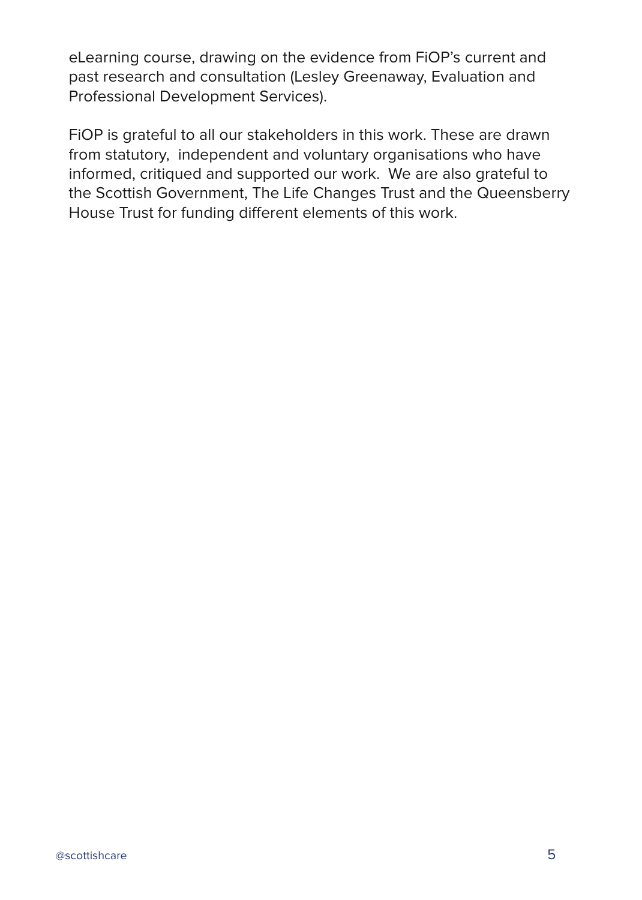eLearning course, drawing on the evidence from FiOP's current and past research and consultation (Lesley Greenaway, Evaluation and Professional Development Services).

FiOP is grateful to all our stakeholders in this work. These are drawn from statutory, independent and voluntary organisations who have informed, critiqued and supported our work. We are also grateful to the Scottish Government, The Life Changes Trust and the Queensberry House Trust for funding different elements of this work.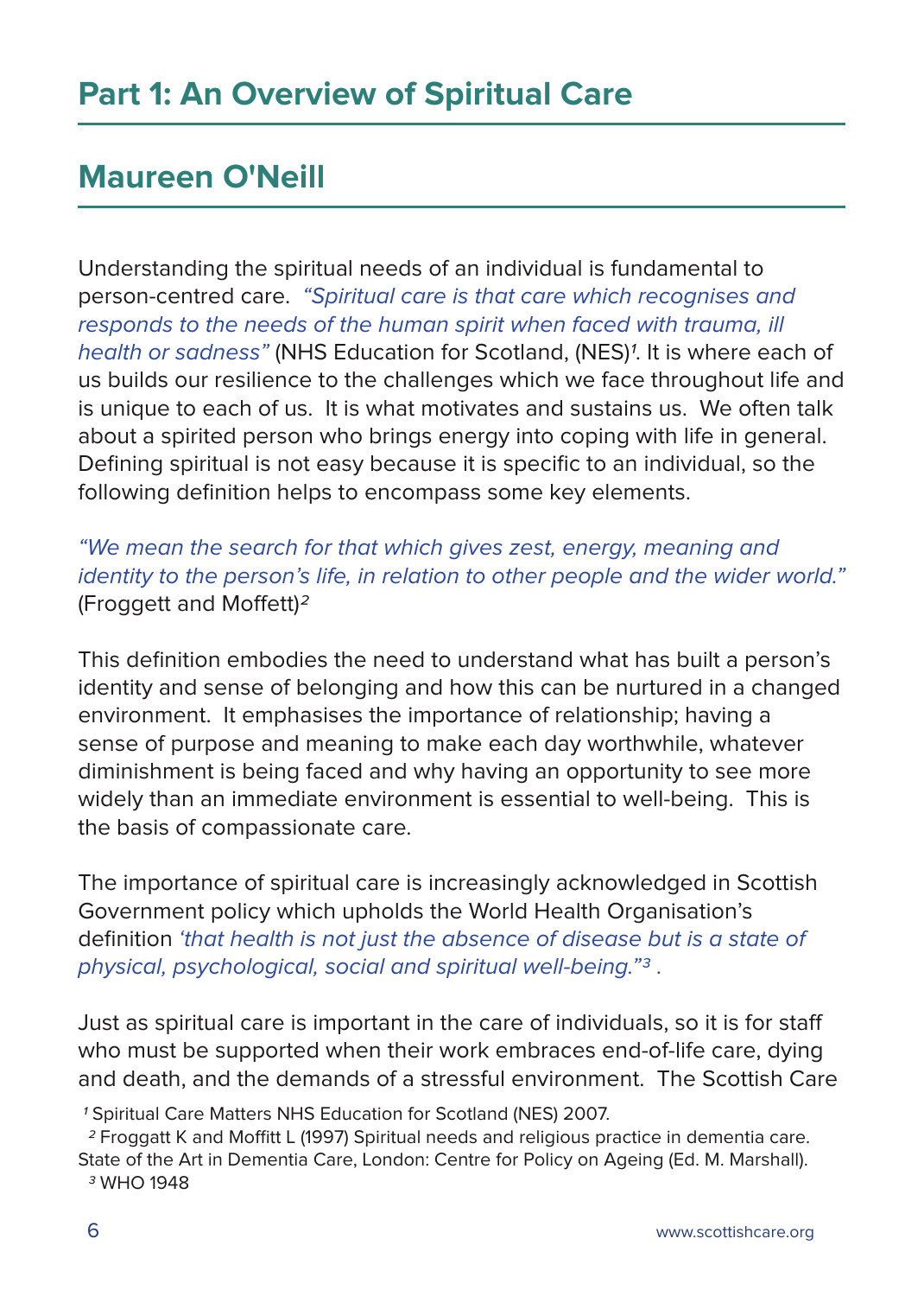# Part 1: An Overview of Spiritual Care

## Maureen O'Neill

Understanding the spiritual needs of an individual is fundamental to person-centred care. *"Spiritual care is that care which recognises and responds to the needs of the human spirit when faced with trauma, ill health or sadness"* (NHS Education for Scotland, (NES)[1]. It is where each of us builds our resilience to the challenges which we face throughout life and is unique to each of us. It is what motivates and sustains us. We often talk about a spirited person who brings energy into coping with life in general. Defining spiritual is not easy because it is specific to an individual, so the following definition helps to encompass some key elements.

*"We mean the search for that which gives zest, energy, meaning and identity to the person's life, in relation to other people and the wider world."* (Froggett and Moffett)[2]

This definition embodies the need to understand what has built a person's identity and sense of belonging and how this can be nurtured in a changed environment. It emphasises the importance of relationship; having a sense of purpose and meaning to make each day worthwhile, whatever diminishment is being faced and why having an opportunity to see more widely than an immediate environment is essential to well-being. This is the basis of compassionate care.

The importance of spiritual care is increasingly acknowledged in Scottish Government policy which upholds the World Health Organisation's definition *'that health is not just the absence of disease but is a state of physical, psychological, social and spiritual well-being."*[3] .

Just as spiritual care is important in the care of individuals, so it is for staff who must be supported when their work embraces end-of-life care, dying and death, and the demands of a stressful environment. The Scottish Care

[1] Spiritual Care Matters NHS Education for Scotland (NES) 2007.

[2] Froggatt K and Moffitt L (1997) Spiritual needs and religious practice in dementia care. State of the Art in Dementia Care, London: Centre for Policy on Ageing (Ed. M. Marshall).

[3] WHO 1948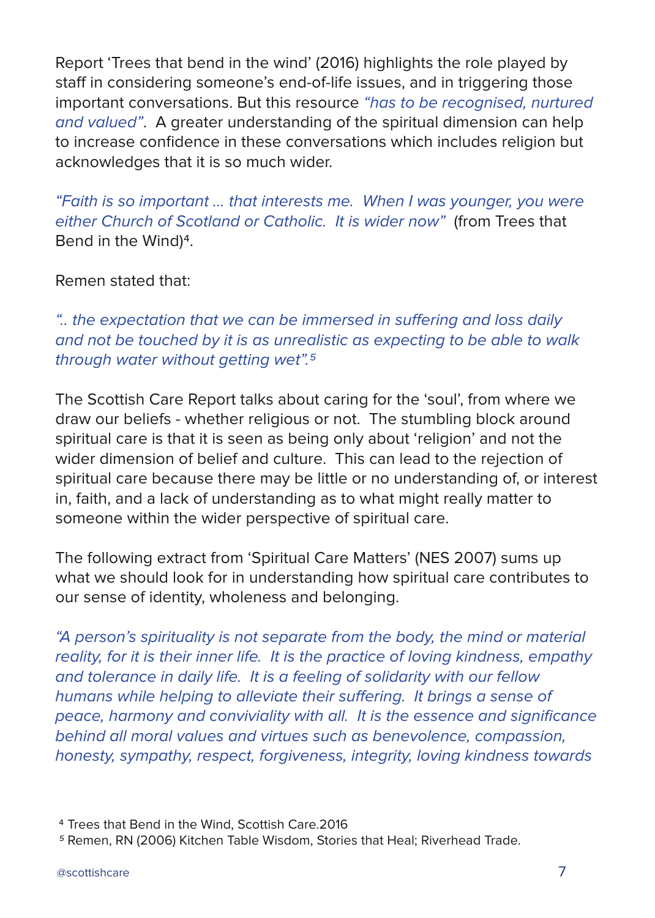Report 'Trees that bend in the wind' (2016) highlights the role played by staff in considering someone's end-of-life issues, and in triggering those important conversations. But this resource *"has to be recognised, nurtured and valued"*. A greater understanding of the spiritual dimension can help to increase confidence in these conversations which includes religion but acknowledges that it is so much wider.

*"Faith is so important ... that interests me. When I was younger, you were either Church of Scotland or Catholic. It is wider now"* (from Trees that Bend in the Wind)[4].

Remen stated that:

*".. the expectation that we can be immersed in suffering and loss daily and not be touched by it is as unrealistic as expecting to be able to walk through water without getting wet".*[5]

The Scottish Care Report talks about caring for the 'soul', from where we draw our beliefs - whether religious or not. The stumbling block around spiritual care is that it is seen as being only about 'religion' and not the wider dimension of belief and culture. This can lead to the rejection of spiritual care because there may be little or no understanding of, or interest in, faith, and a lack of understanding as to what might really matter to someone within the wider perspective of spiritual care.

The following extract from 'Spiritual Care Matters' (NES 2007) sums up what we should look for in understanding how spiritual care contributes to our sense of identity, wholeness and belonging.

*"A person's spirituality is not separate from the body, the mind or material reality, for it is their inner life. It is the practice of loving kindness, empathy and tolerance in daily life. It is a feeling of solidarity with our fellow humans while helping to alleviate their suffering. It brings a sense of peace, harmony and conviviality with all. It is the essence and significance behind all moral values and virtues such as benevolence, compassion, honesty, sympathy, respect, forgiveness, integrity, loving kindness towards*

[4] Trees that Bend in the Wind, Scottish Care.2016

[5] Remen, RN (2006) Kitchen Table Wisdom, Stories that Heal; Riverhead Trade.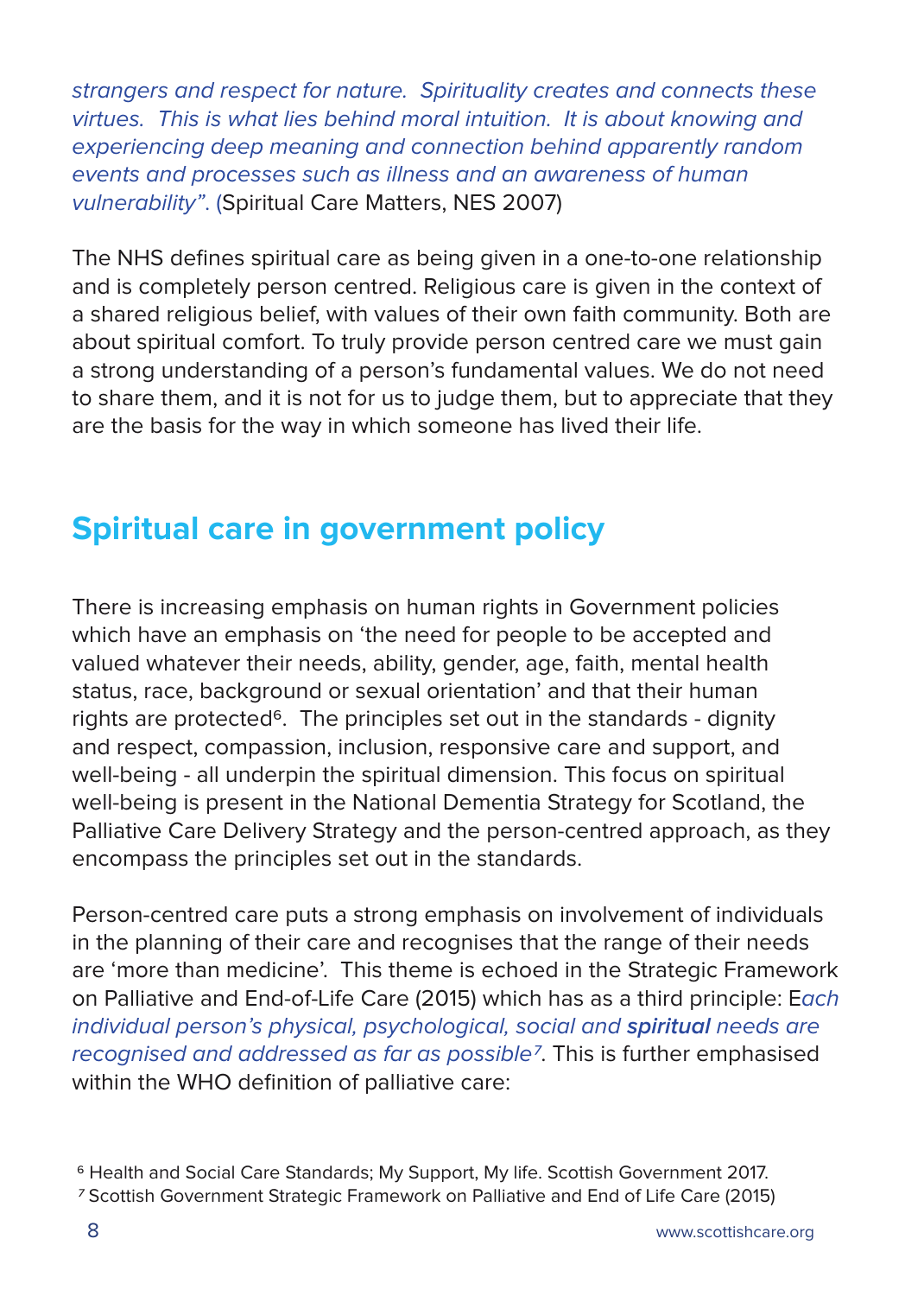*strangers and respect for nature. Spirituality creates and connects these virtues. This is what lies behind moral intuition. It is about knowing and experiencing deep meaning and connection behind apparently random events and processes such as illness and an awareness of human vulnerability".* (Spiritual Care Matters, NES 2007)

The NHS defines spiritual care as being given in a one-to-one relationship and is completely person centred. Religious care is given in the context of a shared religious belief, with values of their own faith community. Both are about spiritual comfort. To truly provide person centred care we must gain a strong understanding of a person's fundamental values. We do not need to share them, and it is not for us to judge them, but to appreciate that they are the basis for the way in which someone has lived their life.

## Spiritual care in government policy

There is increasing emphasis on human rights in Government policies which have an emphasis on 'the need for people to be accepted and valued whatever their needs, ability, gender, age, faith, mental health status, race, background or sexual orientation' and that their human rights are protected[6]. The principles set out in the standards - dignity and respect, compassion, inclusion, responsive care and support, and well-being - all underpin the spiritual dimension. This focus on spiritual well-being is present in the National Dementia Strategy for Scotland, the Palliative Care Delivery Strategy and the person-centred approach, as they encompass the principles set out in the standards.

Person-centred care puts a strong emphasis on involvement of individuals in the planning of their care and recognises that the range of their needs are 'more than medicine'. This theme is echoed in the Strategic Framework on Palliative and End-of-Life Care (2015) which has as a third principle: E*ach individual person's physical, psychological, social and* ***spiritual*** *needs are recognised and addressed as far as possible*[7]. This is further emphasised within the WHO definition of palliative care:

[6] Health and Social Care Standards; My Support, My life. Scottish Government 2017.
[7] Scottish Government Strategic Framework on Palliative and End of Life Care (2015)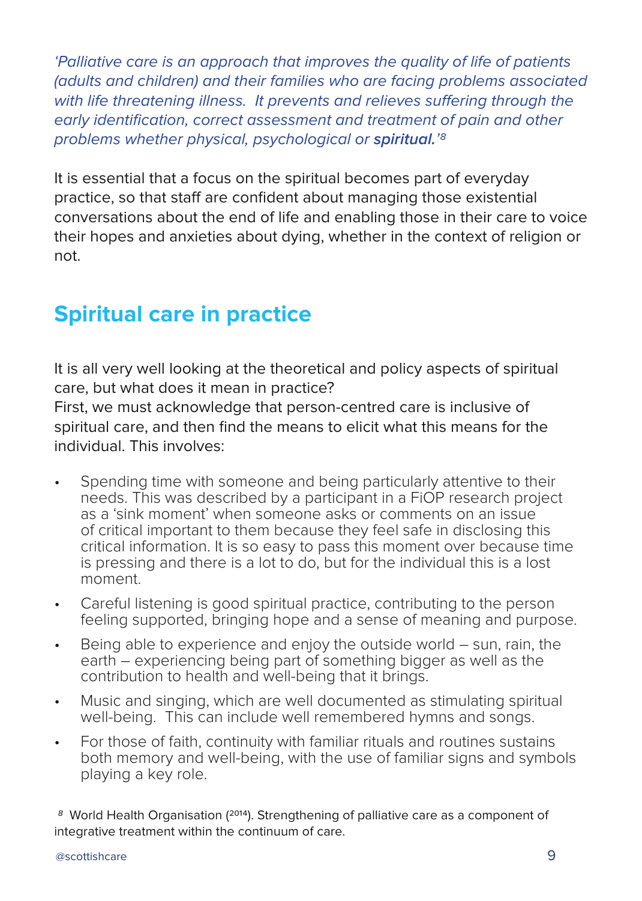*'Palliative care is an approach that improves the quality of life of patients (adults and children) and their families who are facing problems associated with life threatening illness. It prevents and relieves suffering through the early identification, correct assessment and treatment of pain and other problems whether physical, psychological or **spiritual.**'*[8]

It is essential that a focus on the spiritual becomes part of everyday practice, so that staff are confident about managing those existential conversations about the end of life and enabling those in their care to voice their hopes and anxieties about dying, whether in the context of religion or not.

## Spiritual care in practice

It is all very well looking at the theoretical and policy aspects of spiritual care, but what does it mean in practice?
First, we must acknowledge that person-centred care is inclusive of spiritual care, and then find the means to elicit what this means for the individual. This involves:

- Spending time with someone and being particularly attentive to their needs. This was described by a participant in a FiOP research project as a 'sink moment' when someone asks or comments on an issue of critical important to them because they feel safe in disclosing this critical information. It is so easy to pass this moment over because time is pressing and there is a lot to do, but for the individual this is a lost moment.
- Careful listening is good spiritual practice, contributing to the person feeling supported, bringing hope and a sense of meaning and purpose.
- Being able to experience and enjoy the outside world – sun, rain, the earth – experiencing being part of something bigger as well as the contribution to health and well-being that it brings.
- Music and singing, which are well documented as stimulating spiritual well-being. This can include well remembered hymns and songs.
- For those of faith, continuity with familiar rituals and routines sustains both memory and well-being, with the use of familiar signs and symbols playing a key role.

[8] World Health Organisation (2014). Strengthening of palliative care as a component of integrative treatment within the continuum of care.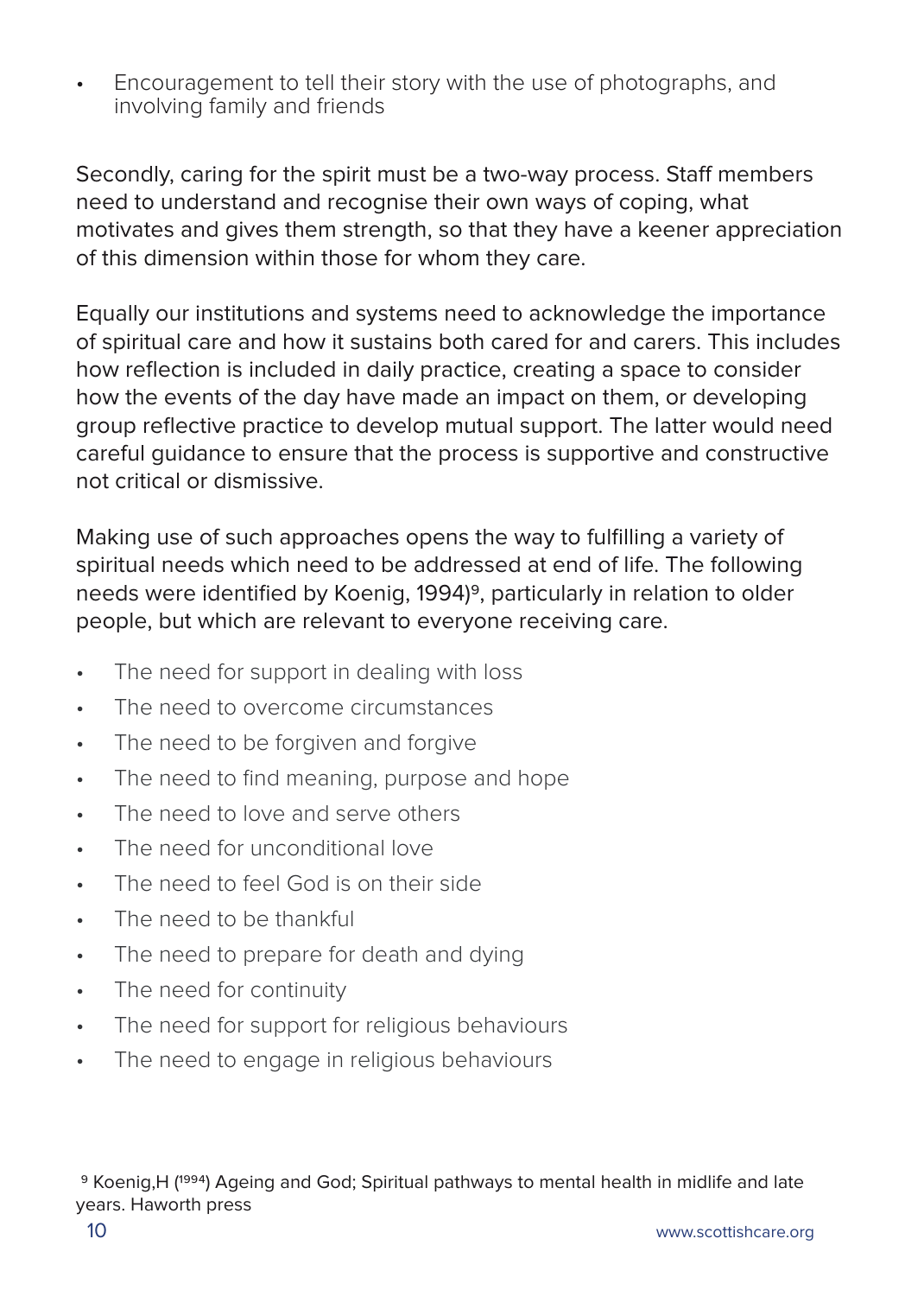- Encouragement to tell their story with the use of photographs, and involving family and friends

Secondly, caring for the spirit must be a two-way process. Staff members need to understand and recognise their own ways of coping, what motivates and gives them strength, so that they have a keener appreciation of this dimension within those for whom they care.

Equally our institutions and systems need to acknowledge the importance of spiritual care and how it sustains both cared for and carers. This includes how reflection is included in daily practice, creating a space to consider how the events of the day have made an impact on them, or developing group reflective practice to develop mutual support. The latter would need careful guidance to ensure that the process is supportive and constructive not critical or dismissive.

Making use of such approaches opens the way to fulfilling a variety of spiritual needs which need to be addressed at end of life. The following needs were identified by Koenig, 1994)[9], particularly in relation to older people, but which are relevant to everyone receiving care.

- The need for support in dealing with loss
- The need to overcome circumstances
- The need to be forgiven and forgive
- The need to find meaning, purpose and hope
- The need to love and serve others
- The need for unconditional love
- The need to feel God is on their side
- The need to be thankful
- The need to prepare for death and dying
- The need for continuity
- The need for support for religious behaviours
- The need to engage in religious behaviours

[9] Koenig,H (1994) Ageing and God; Spiritual pathways to mental health in midlife and late years. Haworth press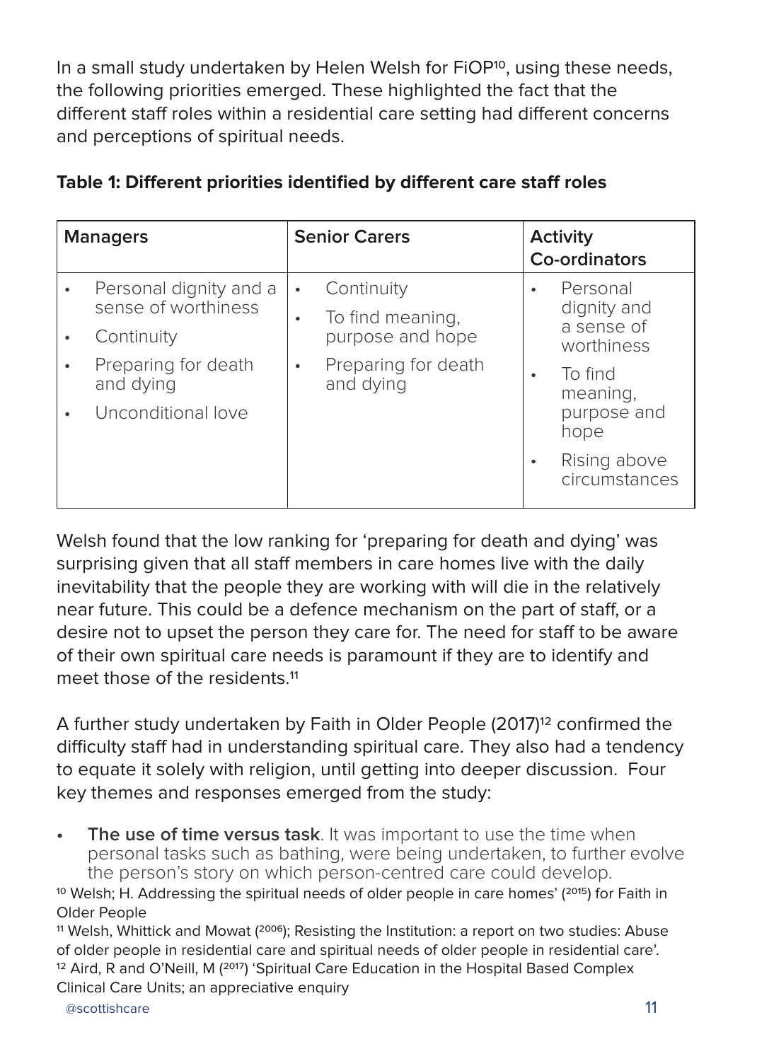In a small study undertaken by Helen Welsh for FiOP[10], using these needs, the following priorities emerged. These highlighted the fact that the different staff roles within a residential care setting had different concerns and perceptions of spiritual needs.

**Table 1: Different priorities identified by different care staff roles**

| Managers | Senior Carers | Activity Co-ordinators |
|---|---|---|
| • Personal dignity and a sense of worthiness<br>• Continuity<br>• Preparing for death and dying<br>• Unconditional love | • Continuity<br>• To find meaning, purpose and hope<br>• Preparing for death and dying | • Personal dignity and a sense of worthiness<br>• To find meaning, purpose and hope<br>• Rising above circumstances |

Welsh found that the low ranking for 'preparing for death and dying' was surprising given that all staff members in care homes live with the daily inevitability that the people they are working with will die in the relatively near future. This could be a defence mechanism on the part of staff, or a desire not to upset the person they care for. The need for staff to be aware of their own spiritual care needs is paramount if they are to identify and meet those of the residents.[11]

A further study undertaken by Faith in Older People (2017)[12] confirmed the difficulty staff had in understanding spiritual care. They also had a tendency to equate it solely with religion, until getting into deeper discussion. Four key themes and responses emerged from the study:

- **The use of time versus task**. It was important to use the time when personal tasks such as bathing, were being undertaken, to further evolve the person's story on which person-centred care could develop.

[10] Welsh; H. Addressing the spiritual needs of older people in care homes' (2015) for Faith in Older People

[11] Welsh, Whittick and Mowat (2006); Resisting the Institution: a report on two studies: Abuse of older people in residential care and spiritual needs of older people in residential care'.

[12] Aird, R and O'Neill, M (2017) 'Spiritual Care Education in the Hospital Based Complex Clinical Care Units; an appreciative enquiry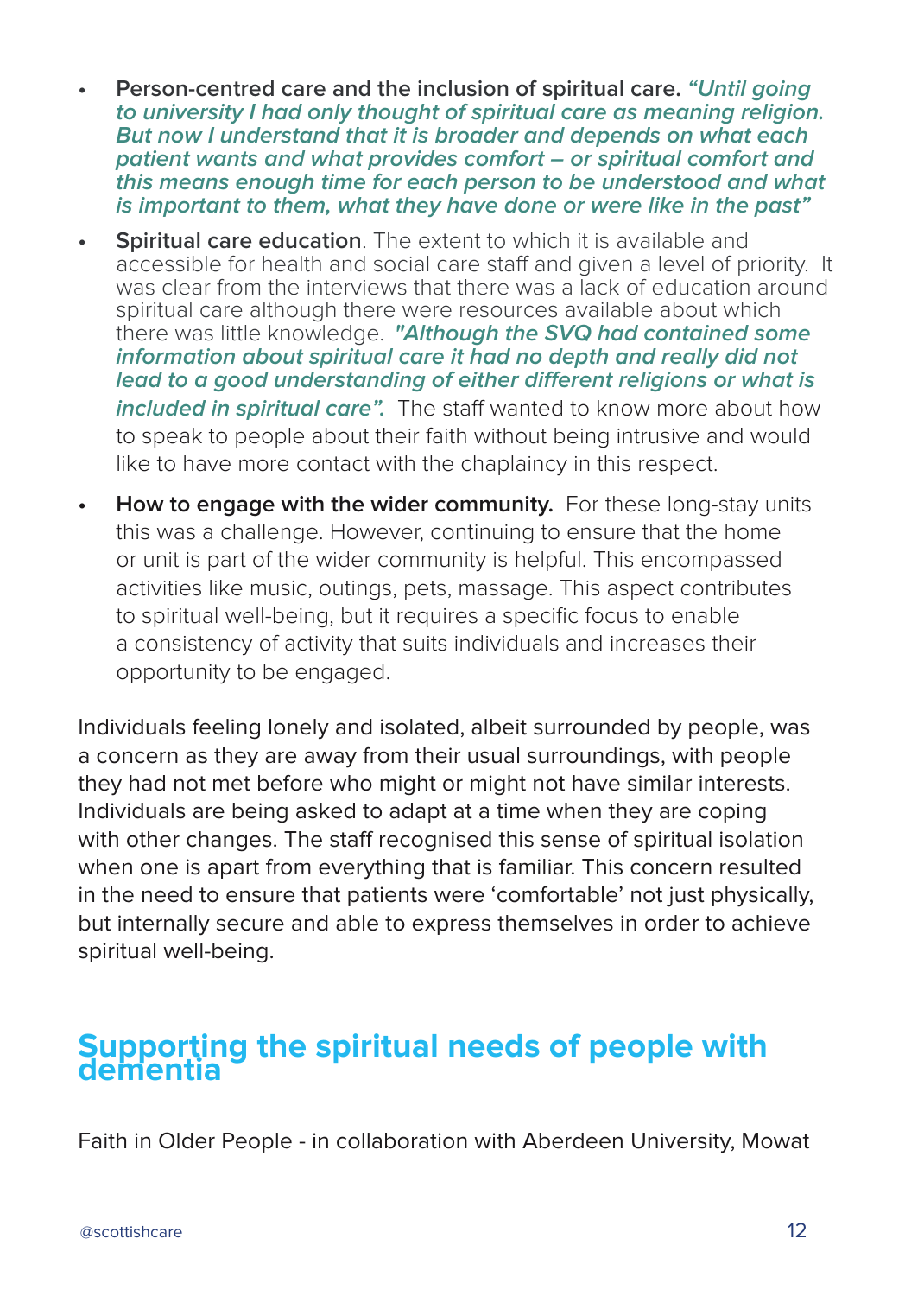- **Person-centred care and the inclusion of spiritual care.** ***"Until going to university I had only thought of spiritual care as meaning religion. But now I understand that it is broader and depends on what each patient wants and what provides comfort – or spiritual comfort and this means enough time for each person to be understood and what is important to them, what they have done or were like in the past"***
- **Spiritual care education**. The extent to which it is available and accessible for health and social care staff and given a level of priority. It was clear from the interviews that there was a lack of education around spiritual care although there were resources available about which there was little knowledge. ***"Although the SVQ had contained some information about spiritual care it had no depth and really did not lead to a good understanding of either different religions or what is included in spiritual care".*** The staff wanted to know more about how to speak to people about their faith without being intrusive and would like to have more contact with the chaplaincy in this respect.
- **How to engage with the wider community.** For these long-stay units this was a challenge. However, continuing to ensure that the home or unit is part of the wider community is helpful. This encompassed activities like music, outings, pets, massage. This aspect contributes to spiritual well-being, but it requires a specific focus to enable a consistency of activity that suits individuals and increases their opportunity to be engaged.

Individuals feeling lonely and isolated, albeit surrounded by people, was a concern as they are away from their usual surroundings, with people they had not met before who might or might not have similar interests. Individuals are being asked to adapt at a time when they are coping with other changes. The staff recognised this sense of spiritual isolation when one is apart from everything that is familiar. This concern resulted in the need to ensure that patients were 'comfortable' not just physically, but internally secure and able to express themselves in order to achieve spiritual well-being.

## Supporting the spiritual needs of people with dementia

Faith in Older People - in collaboration with Aberdeen University, Mowat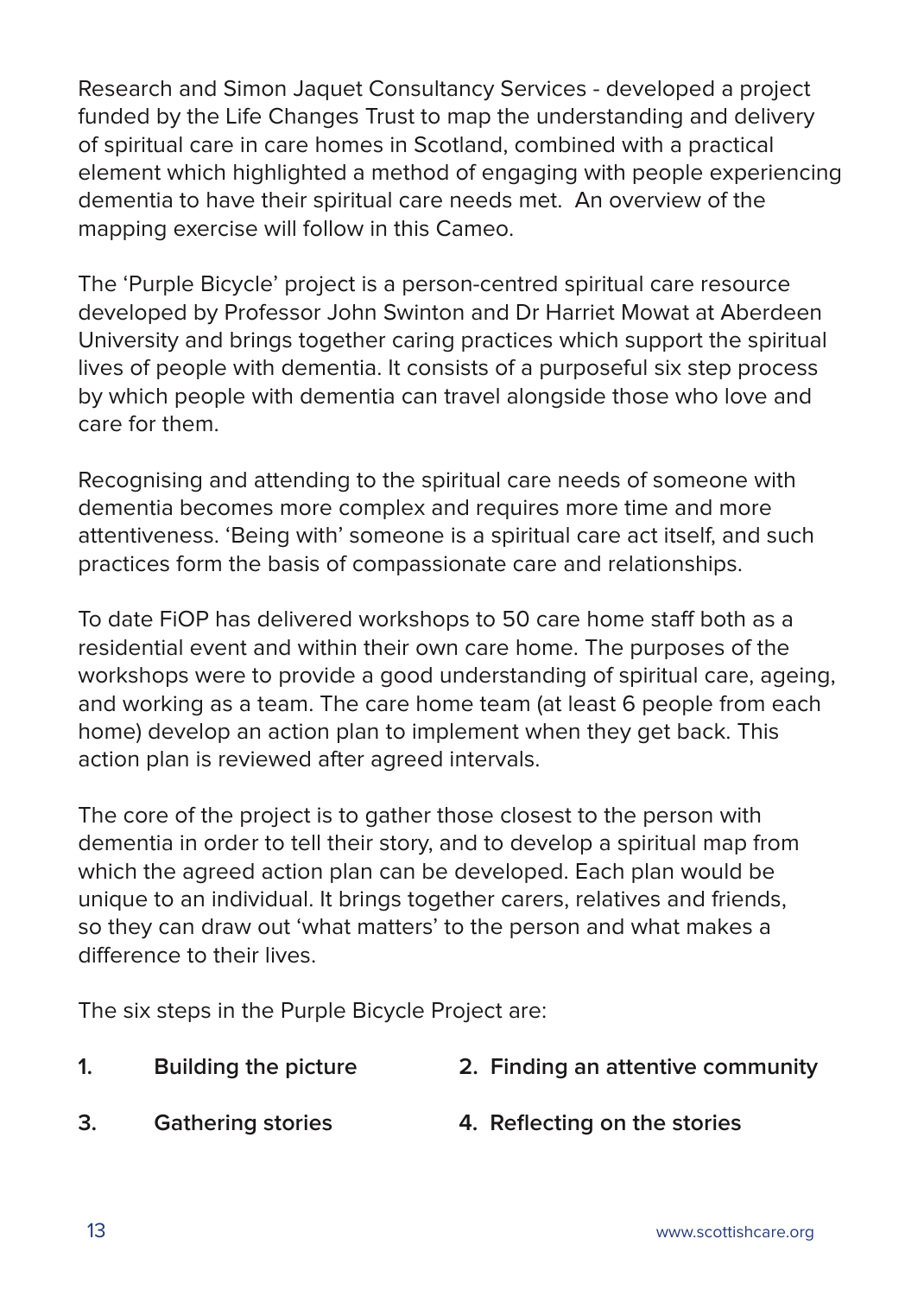Research and Simon Jaquet Consultancy Services - developed a project funded by the Life Changes Trust to map the understanding and delivery of spiritual care in care homes in Scotland, combined with a practical element which highlighted a method of engaging with people experiencing dementia to have their spiritual care needs met. An overview of the mapping exercise will follow in this Cameo.

The 'Purple Bicycle' project is a person-centred spiritual care resource developed by Professor John Swinton and Dr Harriet Mowat at Aberdeen University and brings together caring practices which support the spiritual lives of people with dementia. It consists of a purposeful six step process by which people with dementia can travel alongside those who love and care for them.

Recognising and attending to the spiritual care needs of someone with dementia becomes more complex and requires more time and more attentiveness. 'Being with' someone is a spiritual care act itself, and such practices form the basis of compassionate care and relationships.

To date FiOP has delivered workshops to 50 care home staff both as a residential event and within their own care home. The purposes of the workshops were to provide a good understanding of spiritual care, ageing, and working as a team. The care home team (at least 6 people from each home) develop an action plan to implement when they get back. This action plan is reviewed after agreed intervals.

The core of the project is to gather those closest to the person with dementia in order to tell their story, and to develop a spiritual map from which the agreed action plan can be developed. Each plan would be unique to an individual. It brings together carers, relatives and friends, so they can draw out 'what matters' to the person and what makes a difference to their lives.

The six steps in the Purple Bicycle Project are:

1. **Building the picture**
2. **Finding an attentive community**
3. **Gathering stories**
4. **Reflecting on the stories**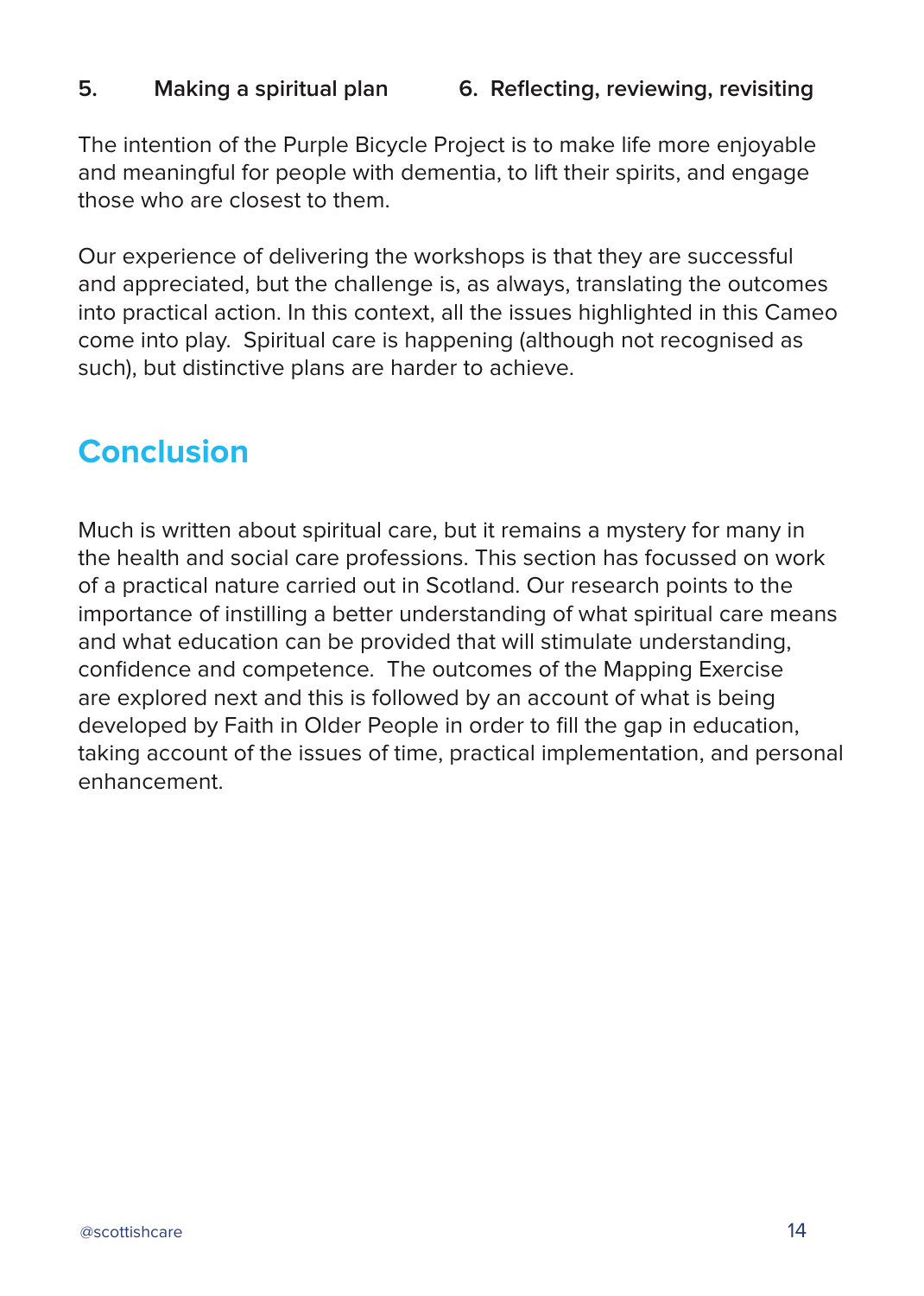**5. Making a spiritual plan** 

**6. Reflecting, reviewing, revisiting**

The intention of the Purple Bicycle Project is to make life more enjoyable and meaningful for people with dementia, to lift their spirits, and engage those who are closest to them.

Our experience of delivering the workshops is that they are successful and appreciated, but the challenge is, as always, translating the outcomes into practical action. In this context, all the issues highlighted in this Cameo come into play. Spiritual care is happening (although not recognised as such), but distinctive plans are harder to achieve.

## Conclusion

Much is written about spiritual care, but it remains a mystery for many in the health and social care professions. This section has focussed on work of a practical nature carried out in Scotland. Our research points to the importance of instilling a better understanding of what spiritual care means and what education can be provided that will stimulate understanding, confidence and competence. The outcomes of the Mapping Exercise are explored next and this is followed by an account of what is being developed by Faith in Older People in order to fill the gap in education, taking account of the issues of time, practical implementation, and personal enhancement.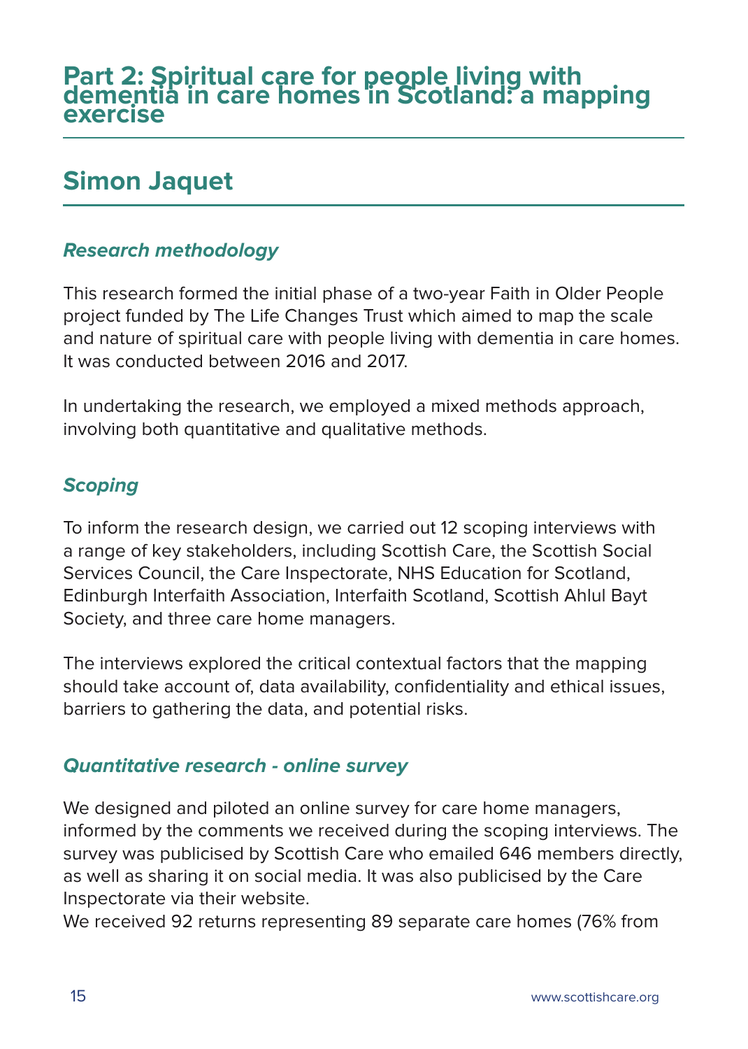## Part 2: Spiritual care for people living with dementia in care homes in Scotland: a mapping exercise

## Simon Jaquet

### *Research methodology*

This research formed the initial phase of a two-year Faith in Older People project funded by The Life Changes Trust which aimed to map the scale and nature of spiritual care with people living with dementia in care homes. It was conducted between 2016 and 2017.

In undertaking the research, we employed a mixed methods approach, involving both quantitative and qualitative methods.

### *Scoping*

To inform the research design, we carried out 12 scoping interviews with a range of key stakeholders, including Scottish Care, the Scottish Social Services Council, the Care Inspectorate, NHS Education for Scotland, Edinburgh Interfaith Association, Interfaith Scotland, Scottish Ahlul Bayt Society, and three care home managers.

The interviews explored the critical contextual factors that the mapping should take account of, data availability, confidentiality and ethical issues, barriers to gathering the data, and potential risks.

### *Quantitative research - online survey*

We designed and piloted an online survey for care home managers, informed by the comments we received during the scoping interviews. The survey was publicised by Scottish Care who emailed 646 members directly, as well as sharing it on social media. It was also publicised by the Care Inspectorate via their website.
We received 92 returns representing 89 separate care homes (76% from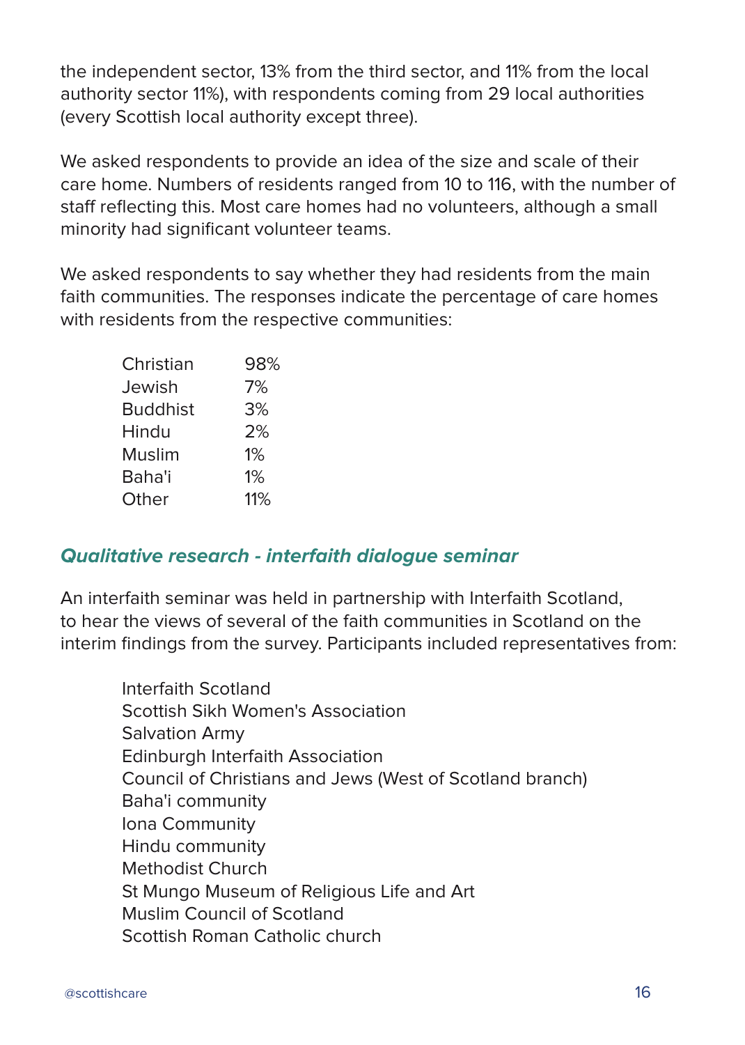the independent sector, 13% from the third sector, and 11% from the local authority sector 11%), with respondents coming from 29 local authorities (every Scottish local authority except three).

We asked respondents to provide an idea of the size and scale of their care home. Numbers of residents ranged from 10 to 116, with the number of staff reflecting this. Most care homes had no volunteers, although a small minority had significant volunteer teams.

We asked respondents to say whether they had residents from the main faith communities. The responses indicate the percentage of care homes with residents from the respective communities:

| | |
|---|---|
| Christian | 98% |
| Jewish | 7% |
| Buddhist | 3% |
| Hindu | 2% |
| Muslim | 1% |
| Baha'i | 1% |
| Other | 11% |

### *Qualitative research - interfaith dialogue seminar*

An interfaith seminar was held in partnership with Interfaith Scotland, to hear the views of several of the faith communities in Scotland on the interim findings from the survey. Participants included representatives from:

Interfaith Scotland
Scottish Sikh Women's Association
Salvation Army
Edinburgh Interfaith Association
Council of Christians and Jews (West of Scotland branch)
Baha'i community
Iona Community
Hindu community
Methodist Church
St Mungo Museum of Religious Life and Art
Muslim Council of Scotland
Scottish Roman Catholic church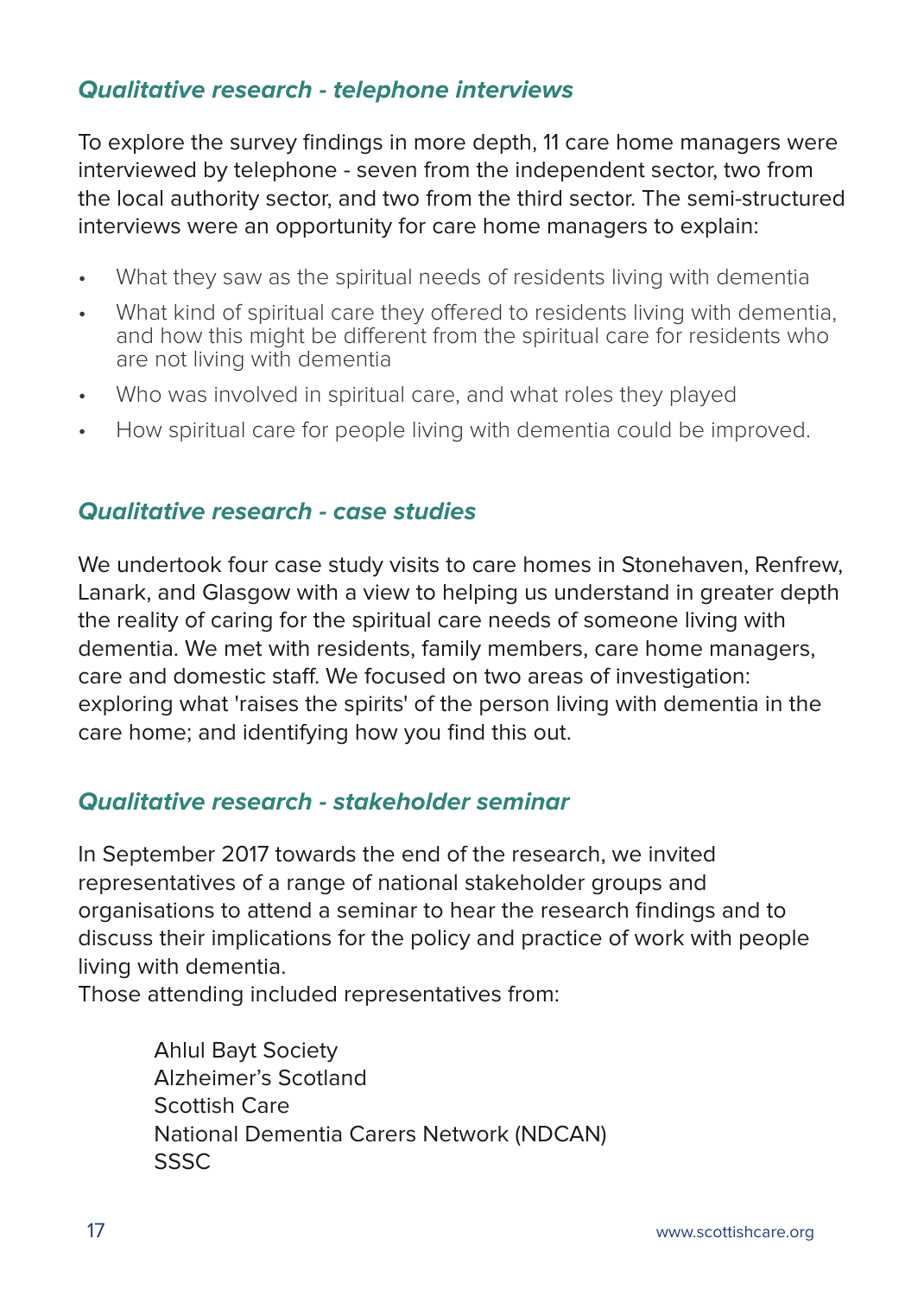### *Qualitative research - telephone interviews*

To explore the survey findings in more depth, 11 care home managers were interviewed by telephone - seven from the independent sector, two from the local authority sector, and two from the third sector. The semi-structured interviews were an opportunity for care home managers to explain:

- What they saw as the spiritual needs of residents living with dementia
- What kind of spiritual care they offered to residents living with dementia, and how this might be different from the spiritual care for residents who are not living with dementia
- Who was involved in spiritual care, and what roles they played
- How spiritual care for people living with dementia could be improved.

### *Qualitative research - case studies*

We undertook four case study visits to care homes in Stonehaven, Renfrew, Lanark, and Glasgow with a view to helping us understand in greater depth the reality of caring for the spiritual care needs of someone living with dementia. We met with residents, family members, care home managers, care and domestic staff. We focused on two areas of investigation: exploring what 'raises the spirits' of the person living with dementia in the care home; and identifying how you find this out.

### *Qualitative research - stakeholder seminar*

In September 2017 towards the end of the research, we invited representatives of a range of national stakeholder groups and organisations to attend a seminar to hear the research findings and to discuss their implications for the policy and practice of work with people living with dementia.
Those attending included representatives from:

Ahlul Bayt Society
Alzheimer's Scotland
Scottish Care
National Dementia Carers Network (NDCAN)
SSSC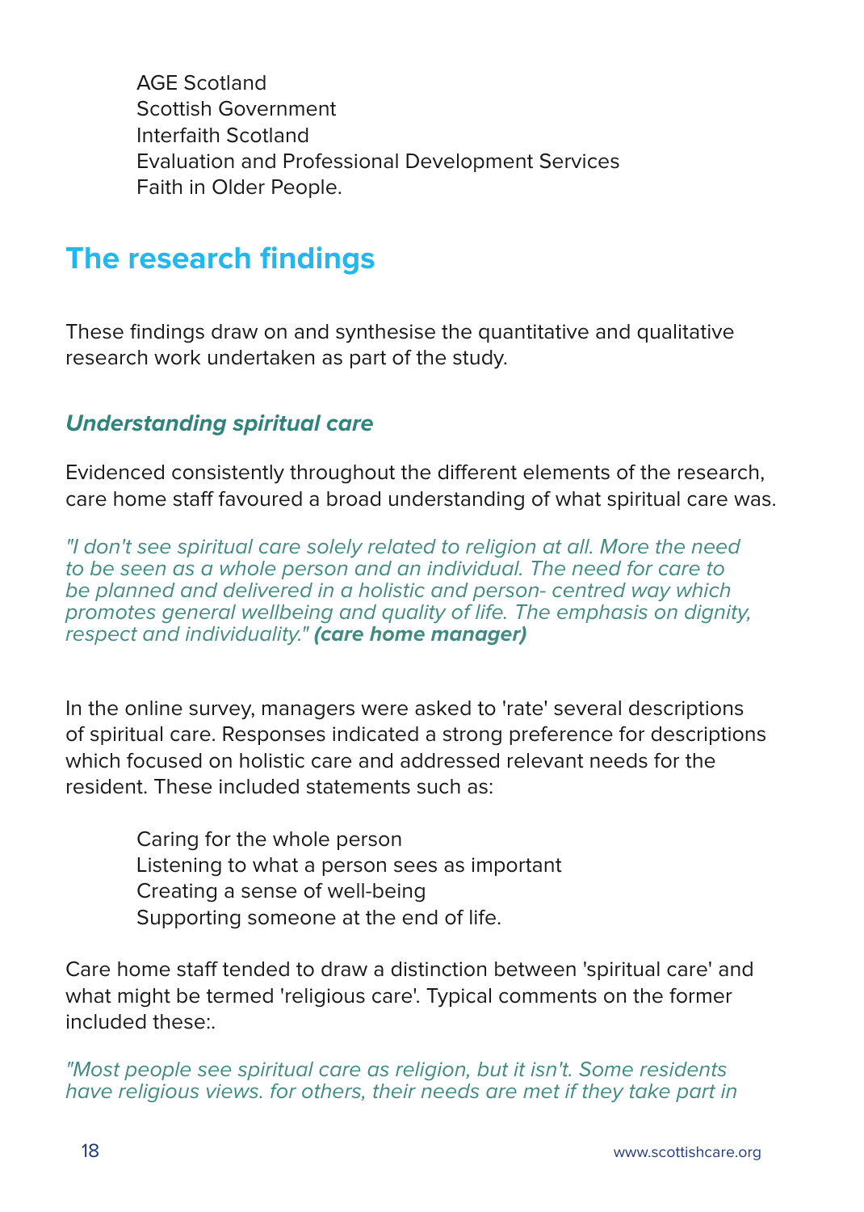AGE Scotland
Scottish Government
Interfaith Scotland
Evaluation and Professional Development Services
Faith in Older People.

## The research findings

These findings draw on and synthesise the quantitative and qualitative research work undertaken as part of the study.

### *Understanding spiritual care*

Evidenced consistently throughout the different elements of the research, care home staff favoured a broad understanding of what spiritual care was.

*"I don't see spiritual care solely related to religion at all. More the need to be seen as a whole person and an individual. The need for care to be planned and delivered in a holistic and person- centred way which promotes general wellbeing and quality of life. The emphasis on dignity, respect and individuality."* ***(care home manager)***

In the online survey, managers were asked to 'rate' several descriptions of spiritual care. Responses indicated a strong preference for descriptions which focused on holistic care and addressed relevant needs for the resident. These included statements such as:

Caring for the whole person
Listening to what a person sees as important
Creating a sense of well-being
Supporting someone at the end of life.

Care home staff tended to draw a distinction between 'spiritual care' and what might be termed 'religious care'. Typical comments on the former included these:.

*"Most people see spiritual care as religion, but it isn't. Some residents have religious views. for others, their needs are met if they take part in*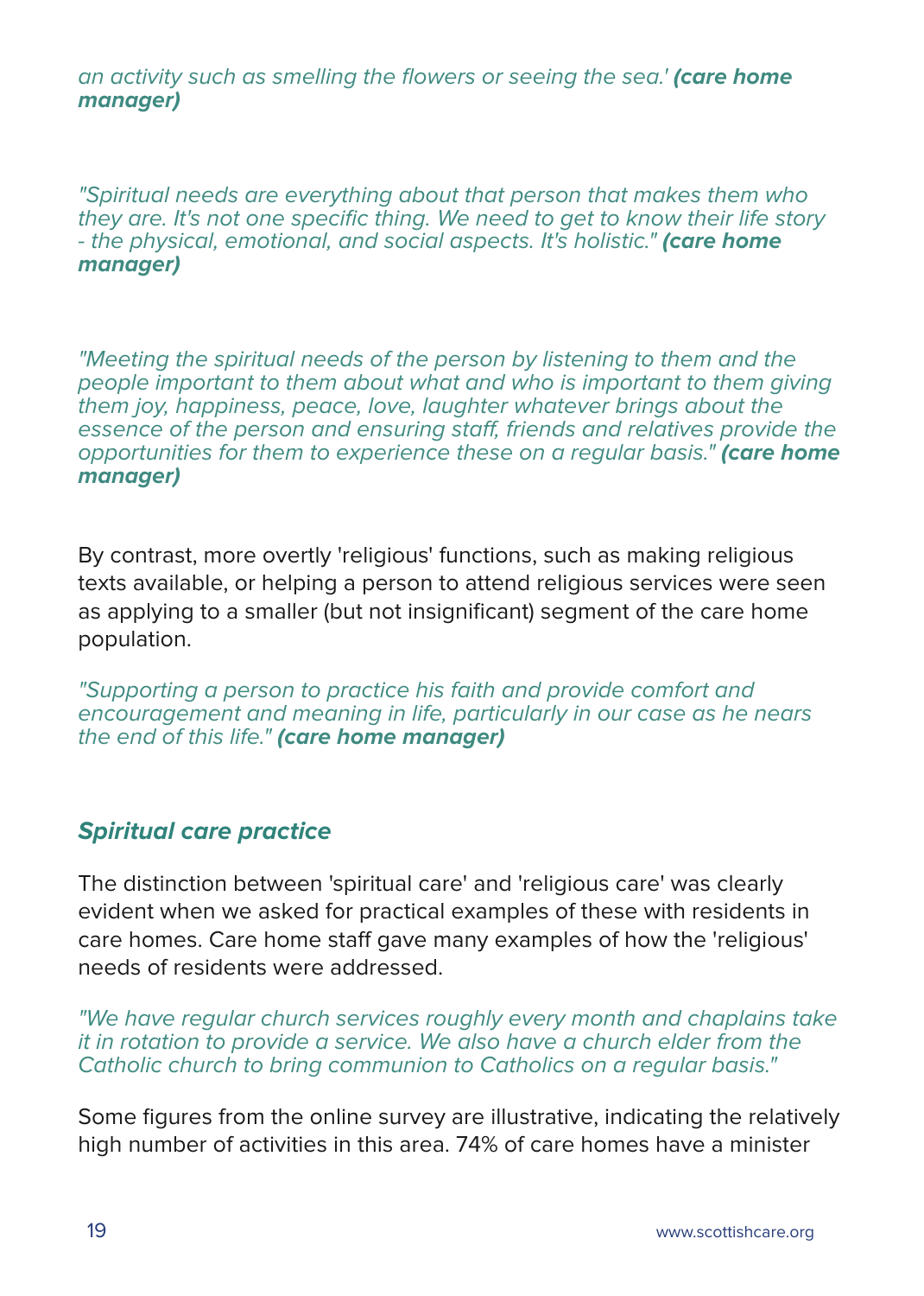*an activity such as smelling the flowers or seeing the sea.'* ***(care home manager)***

*"Spiritual needs are everything about that person that makes them who they are. It's not one specific thing. We need to get to know their life story - the physical, emotional, and social aspects. It's holistic."* ***(care home manager)***

*"Meeting the spiritual needs of the person by listening to them and the people important to them about what and who is important to them giving them joy, happiness, peace, love, laughter whatever brings about the essence of the person and ensuring staff, friends and relatives provide the opportunities for them to experience these on a regular basis."* ***(care home manager)***

By contrast, more overtly 'religious' functions, such as making religious texts available, or helping a person to attend religious services were seen as applying to a smaller (but not insignificant) segment of the care home population.

*"Supporting a person to practice his faith and provide comfort and encouragement and meaning in life, particularly in our case as he nears the end of this life."* ***(care home manager)***

### *Spiritual care practice*

The distinction between 'spiritual care' and 'religious care' was clearly evident when we asked for practical examples of these with residents in care homes. Care home staff gave many examples of how the 'religious' needs of residents were addressed.

*"We have regular church services roughly every month and chaplains take it in rotation to provide a service. We also have a church elder from the Catholic church to bring communion to Catholics on a regular basis."*

Some figures from the online survey are illustrative, indicating the relatively high number of activities in this area. 74% of care homes have a minister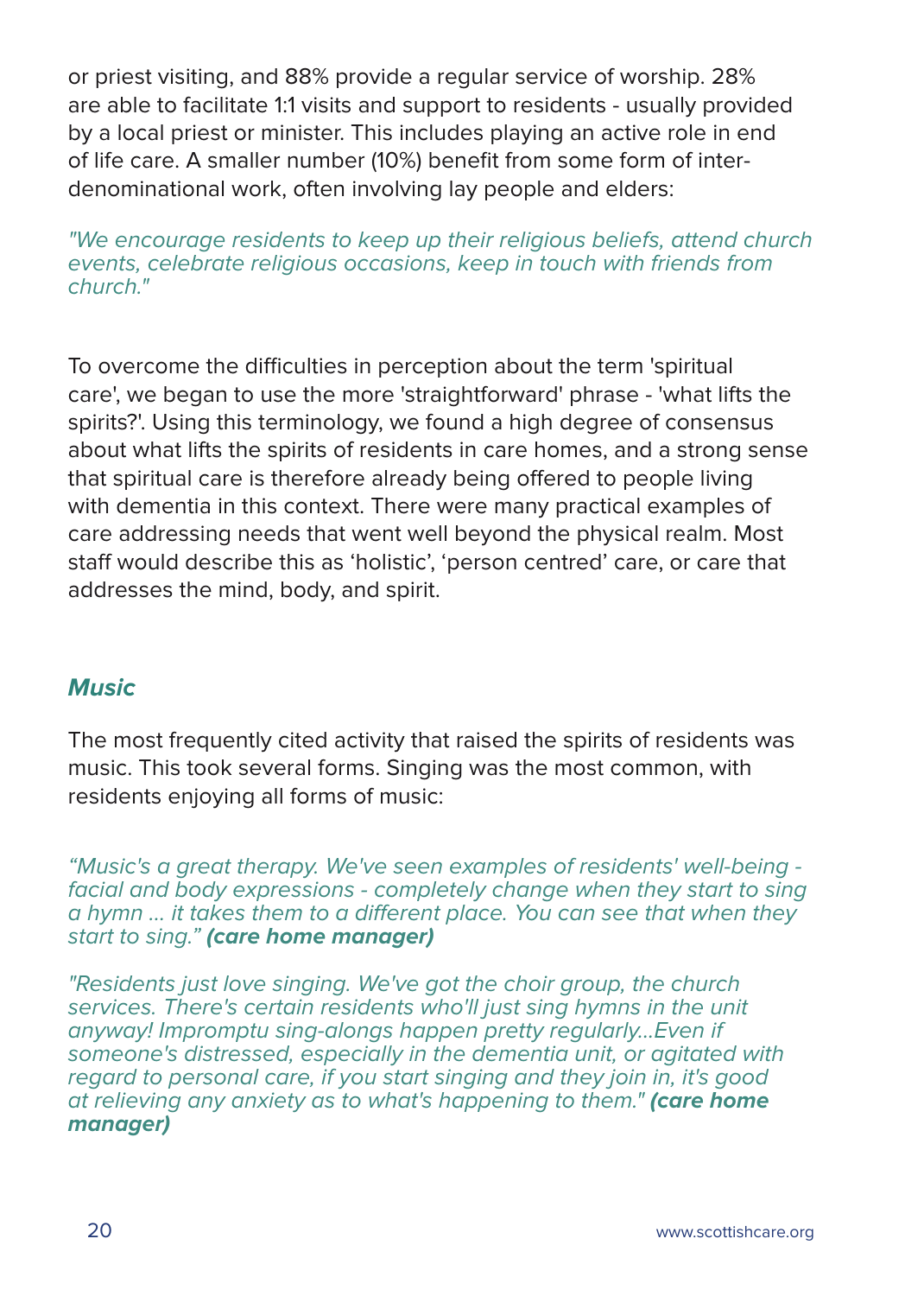or priest visiting, and 88% provide a regular service of worship. 28% are able to facilitate 1:1 visits and support to residents - usually provided by a local priest or minister. This includes playing an active role in end of life care. A smaller number (10%) benefit from some form of inter-denominational work, often involving lay people and elders:

*"We encourage residents to keep up their religious beliefs, attend church events, celebrate religious occasions, keep in touch with friends from church."*

To overcome the difficulties in perception about the term 'spiritual care', we began to use the more 'straightforward' phrase - 'what lifts the spirits?'. Using this terminology, we found a high degree of consensus about what lifts the spirits of residents in care homes, and a strong sense that spiritual care is therefore already being offered to people living with dementia in this context. There were many practical examples of care addressing needs that went well beyond the physical realm. Most staff would describe this as 'holistic', 'person centred' care, or care that addresses the mind, body, and spirit.

### *Music*

The most frequently cited activity that raised the spirits of residents was music. This took several forms. Singing was the most common, with residents enjoying all forms of music:

*"Music's a great therapy. We've seen examples of residents' well-being - facial and body expressions - completely change when they start to sing a hymn ... it takes them to a different place. You can see that when they start to sing."* ***(care home manager)***

*"Residents just love singing. We've got the choir group, the church services. There's certain residents who'll just sing hymns in the unit anyway! Impromptu sing-alongs happen pretty regularly...Even if someone's distressed, especially in the dementia unit, or agitated with regard to personal care, if you start singing and they join in, it's good at relieving any anxiety as to what's happening to them."* ***(care home manager)***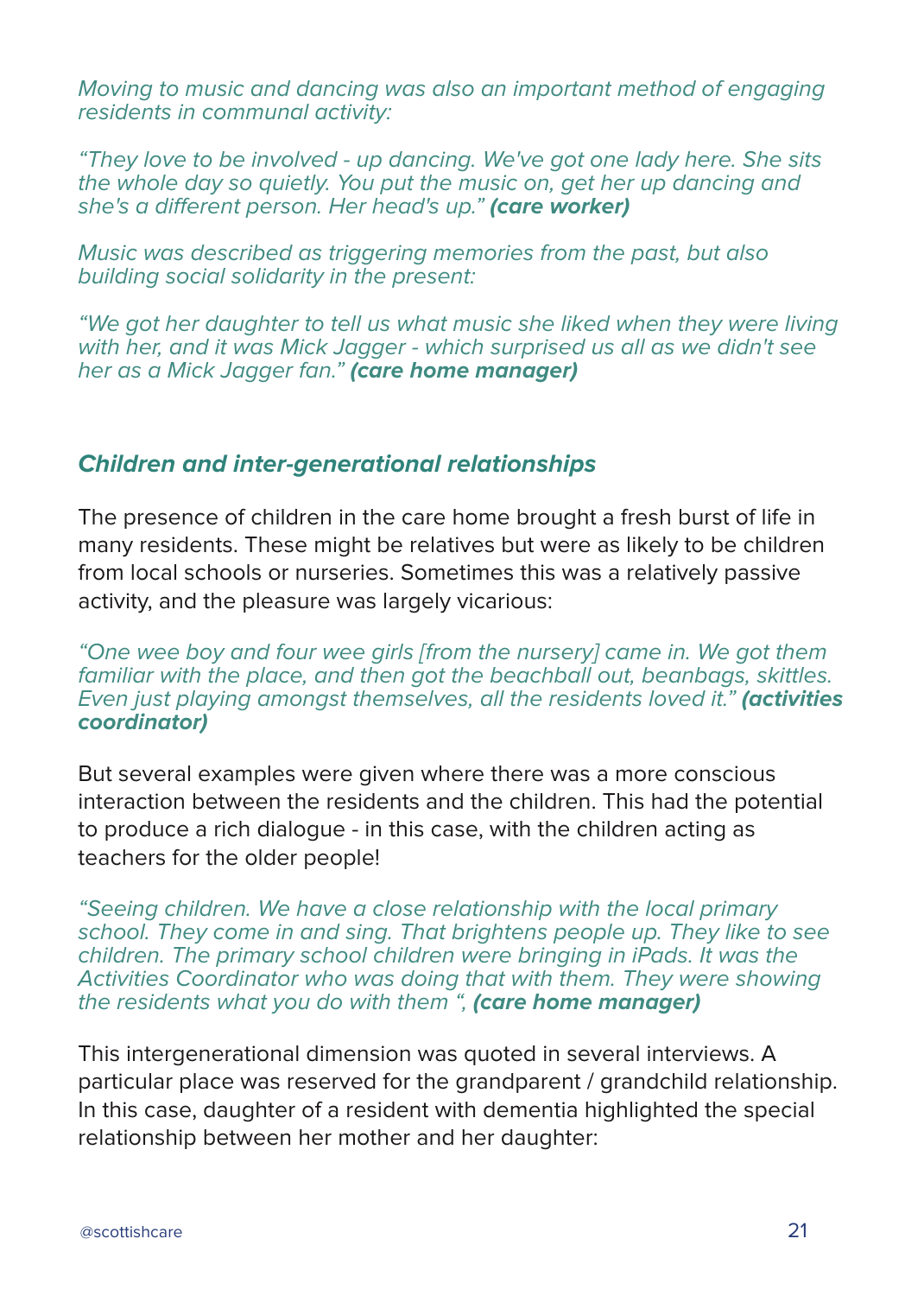*Moving to music and dancing was also an important method of engaging residents in communal activity:*

*"They love to be involved - up dancing. We've got one lady here. She sits the whole day so quietly. You put the music on, get her up dancing and she's a different person. Her head's up."* ***(care worker)***

*Music was described as triggering memories from the past, but also building social solidarity in the present:*

*"We got her daughter to tell us what music she liked when they were living with her, and it was Mick Jagger - which surprised us all as we didn't see her as a Mick Jagger fan."* ***(care home manager)***

### *Children and inter-generational relationships*

The presence of children in the care home brought a fresh burst of life in many residents. These might be relatives but were as likely to be children from local schools or nurseries. Sometimes this was a relatively passive activity, and the pleasure was largely vicarious:

*"One wee boy and four wee girls [from the nursery] came in. We got them familiar with the place, and then got the beachball out, beanbags, skittles. Even just playing amongst themselves, all the residents loved it."* ***(activities coordinator)***

But several examples were given where there was a more conscious interaction between the residents and the children. This had the potential to produce a rich dialogue - in this case, with the children acting as teachers for the older people!

*"Seeing children. We have a close relationship with the local primary school. They come in and sing. That brightens people up. They like to see children. The primary school children were bringing in iPads. It was the Activities Coordinator who was doing that with them. They were showing the residents what you do with them ",* ***(care home manager)***

This intergenerational dimension was quoted in several interviews. A particular place was reserved for the grandparent / grandchild relationship. In this case, daughter of a resident with dementia highlighted the special relationship between her mother and her daughter: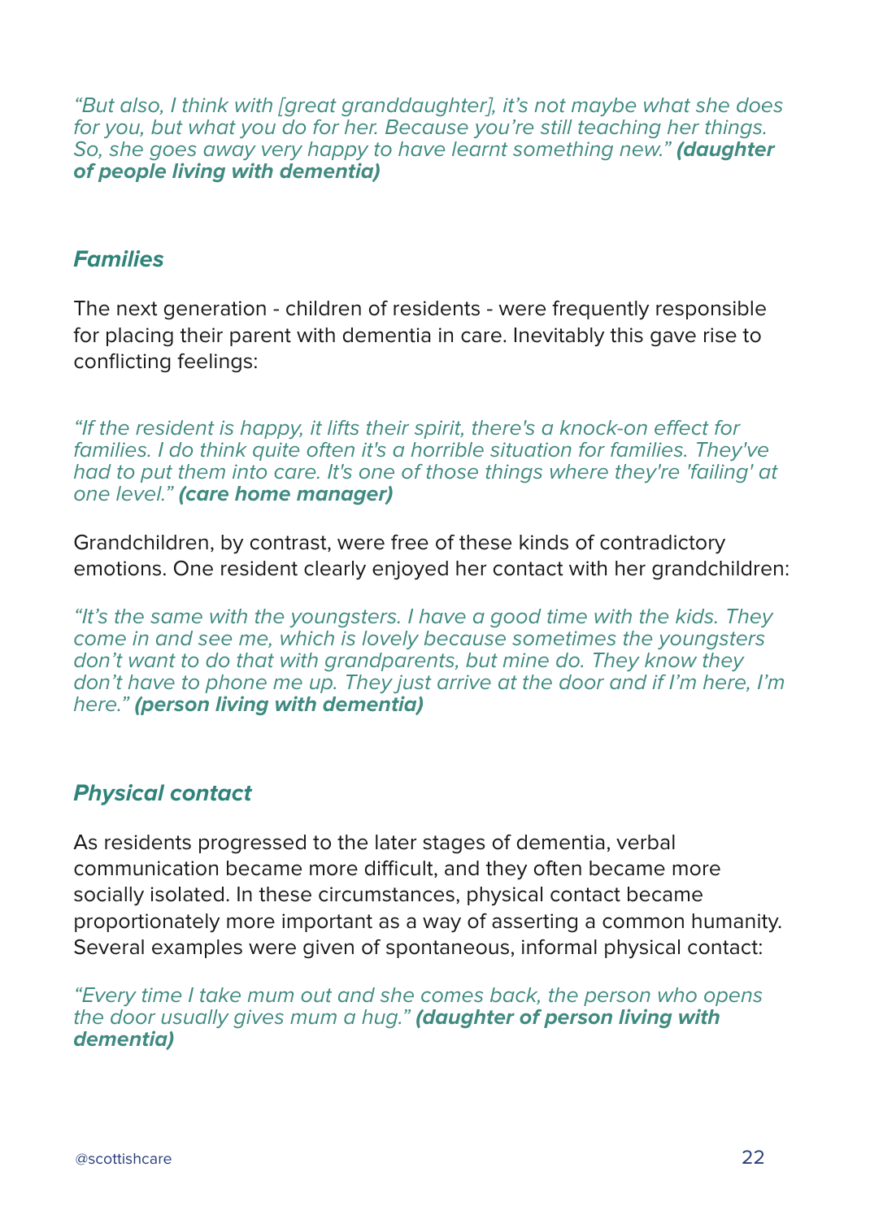*"But also, I think with [great granddaughter], it's not maybe what she does for you, but what you do for her. Because you're still teaching her things. So, she goes away very happy to have learnt something new."* ***(daughter of people living with dementia)***

### *Families*

The next generation - children of residents - were frequently responsible for placing their parent with dementia in care. Inevitably this gave rise to conflicting feelings:

*"If the resident is happy, it lifts their spirit, there's a knock-on effect for families. I do think quite often it's a horrible situation for families. They've had to put them into care. It's one of those things where they're 'failing' at one level."* ***(care home manager)***

Grandchildren, by contrast, were free of these kinds of contradictory emotions. One resident clearly enjoyed her contact with her grandchildren:

*"It's the same with the youngsters. I have a good time with the kids. They come in and see me, which is lovely because sometimes the youngsters don't want to do that with grandparents, but mine do. They know they don't have to phone me up. They just arrive at the door and if I'm here, I'm here."* ***(person living with dementia)***

### *Physical contact*

As residents progressed to the later stages of dementia, verbal communication became more difficult, and they often became more socially isolated. In these circumstances, physical contact became proportionately more important as a way of asserting a common humanity. Several examples were given of spontaneous, informal physical contact:

*"Every time I take mum out and she comes back, the person who opens the door usually gives mum a hug."* ***(daughter of person living with dementia)***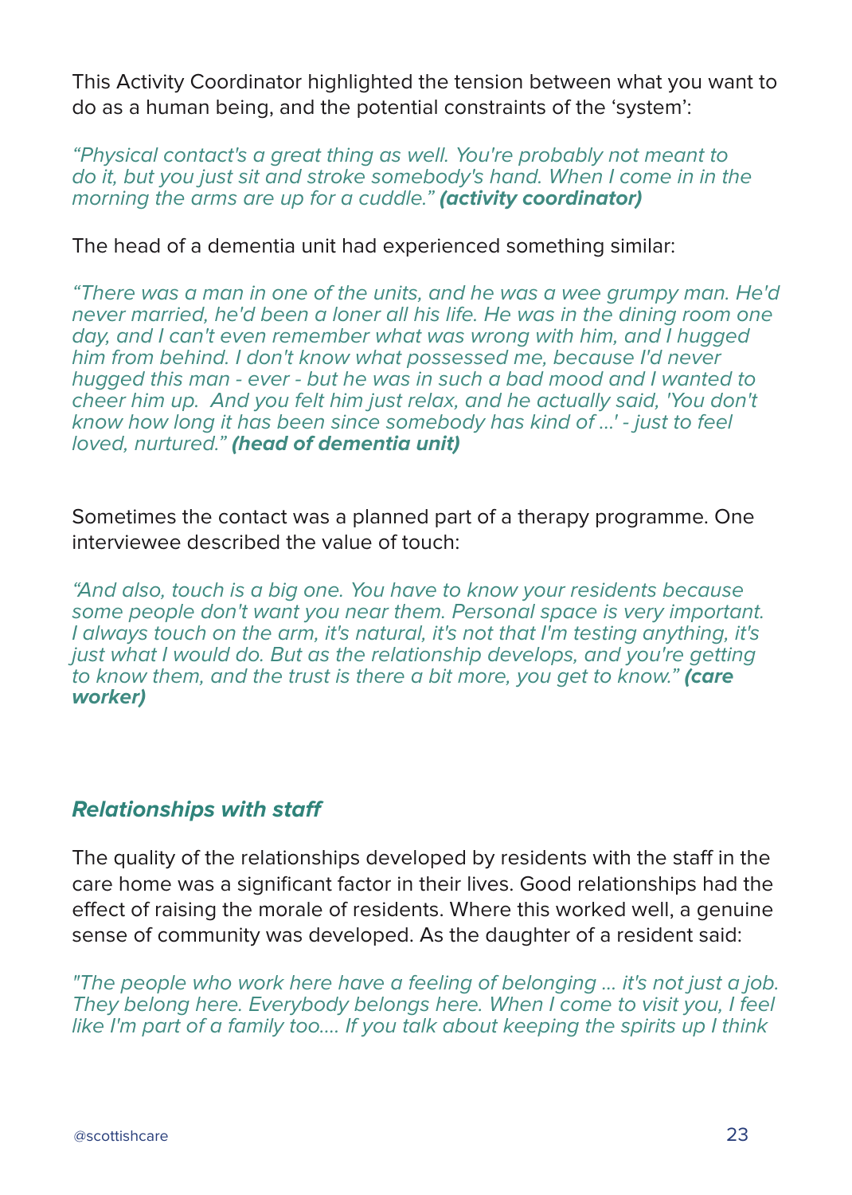This Activity Coordinator highlighted the tension between what you want to do as a human being, and the potential constraints of the 'system':

*"Physical contact's a great thing as well. You're probably not meant to do it, but you just sit and stroke somebody's hand. When I come in in the morning the arms are up for a cuddle."* ***(activity coordinator)***

The head of a dementia unit had experienced something similar:

*"There was a man in one of the units, and he was a wee grumpy man. He'd never married, he'd been a loner all his life. He was in the dining room one day, and I can't even remember what was wrong with him, and I hugged him from behind. I don't know what possessed me, because I'd never hugged this man - ever - but he was in such a bad mood and I wanted to cheer him up. And you felt him just relax, and he actually said, 'You don't know how long it has been since somebody has kind of ...' - just to feel loved, nurtured."* ***(head of dementia unit)***

Sometimes the contact was a planned part of a therapy programme. One interviewee described the value of touch:

*"And also, touch is a big one. You have to know your residents because some people don't want you near them. Personal space is very important. I always touch on the arm, it's natural, it's not that I'm testing anything, it's just what I would do. But as the relationship develops, and you're getting to know them, and the trust is there a bit more, you get to know."* ***(care worker)***

### *Relationships with staff*

The quality of the relationships developed by residents with the staff in the care home was a significant factor in their lives. Good relationships had the effect of raising the morale of residents. Where this worked well, a genuine sense of community was developed. As the daughter of a resident said:

*"The people who work here have a feeling of belonging ... it's not just a job. They belong here. Everybody belongs here. When I come to visit you, I feel like I'm part of a family too.... If you talk about keeping the spirits up I think*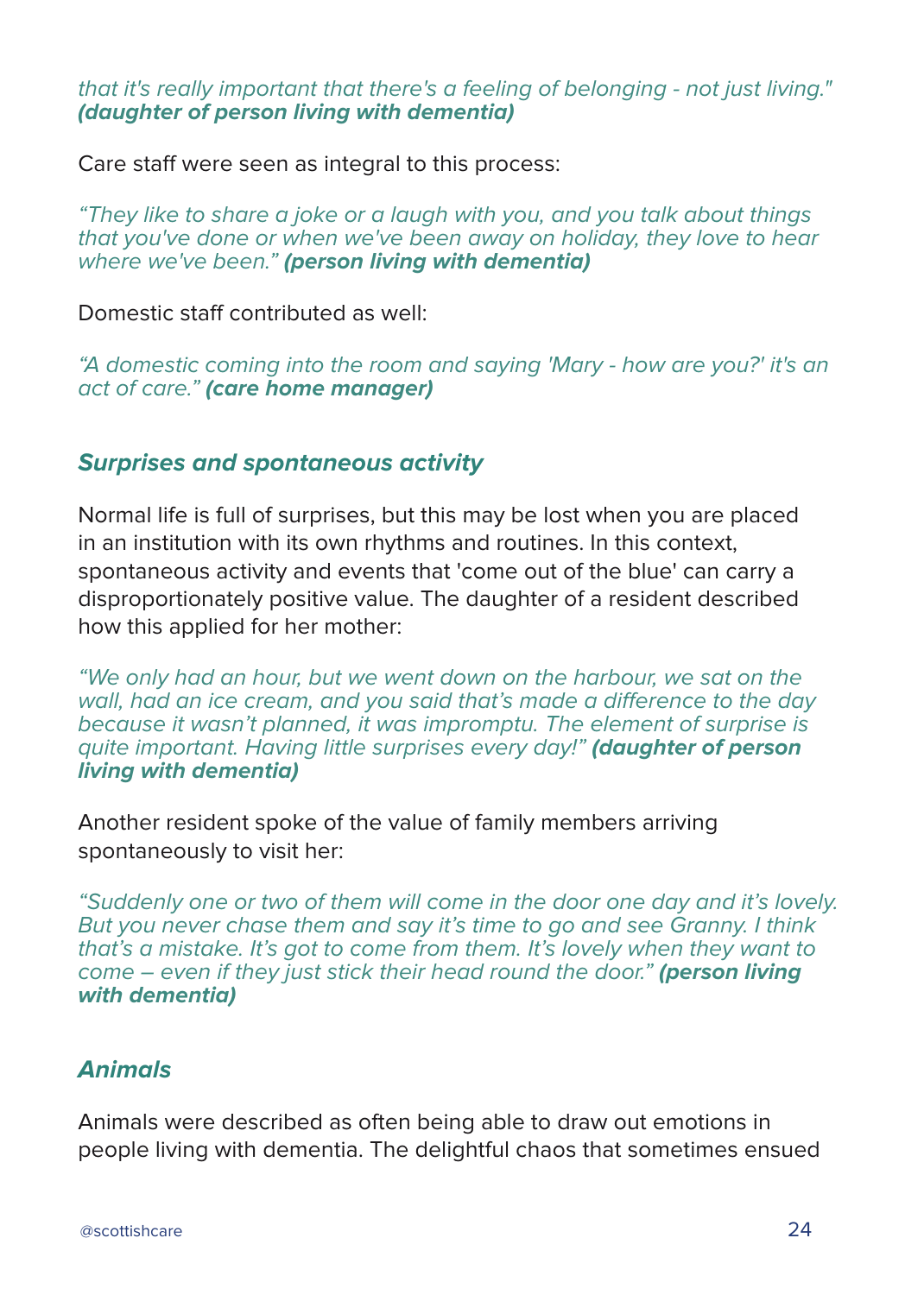*that it's really important that there's a feeling of belonging - not just living."* ***(daughter of person living with dementia)***

Care staff were seen as integral to this process:

*"They like to share a joke or a laugh with you, and you talk about things that you've done or when we've been away on holiday, they love to hear where we've been."* ***(person living with dementia)***

Domestic staff contributed as well:

*"A domestic coming into the room and saying 'Mary - how are you?' it's an act of care."* ***(care home manager)***

### *Surprises and spontaneous activity*

Normal life is full of surprises, but this may be lost when you are placed in an institution with its own rhythms and routines. In this context, spontaneous activity and events that 'come out of the blue' can carry a disproportionately positive value. The daughter of a resident described how this applied for her mother:

*"We only had an hour, but we went down on the harbour, we sat on the wall, had an ice cream, and you said that's made a difference to the day because it wasn't planned, it was impromptu. The element of surprise is quite important. Having little surprises every day!"* ***(daughter of person living with dementia)***

Another resident spoke of the value of family members arriving spontaneously to visit her:

*"Suddenly one or two of them will come in the door one day and it's lovely. But you never chase them and say it's time to go and see Granny. I think that's a mistake. It's got to come from them. It's lovely when they want to come – even if they just stick their head round the door."* ***(person living with dementia)***

### *Animals*

Animals were described as often being able to draw out emotions in people living with dementia. The delightful chaos that sometimes ensued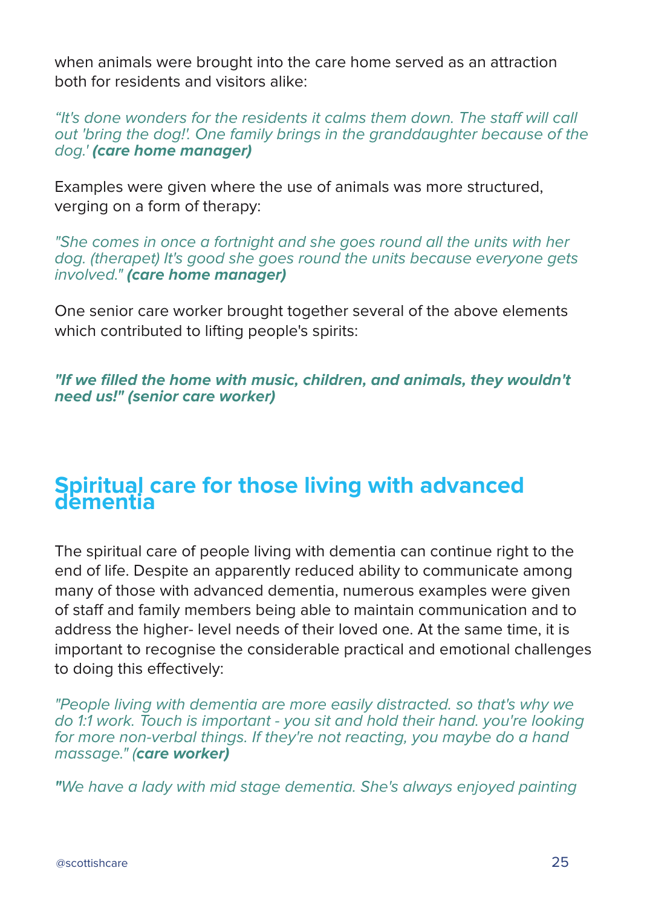when animals were brought into the care home served as an attraction both for residents and visitors alike:

*“It's done wonders for the residents it calms them down. The staff will call out 'bring the dog!'. One family brings in the granddaughter because of the dog.'* ***(care home manager)***

Examples were given where the use of animals was more structured, verging on a form of therapy:

*"She comes in once a fortnight and she goes round all the units with her dog. (therapet) It's good she goes round the units because everyone gets involved."* ***(care home manager)***

One senior care worker brought together several of the above elements which contributed to lifting people's spirits:

***"If we filled the home with music, children, and animals, they wouldn't need us!" (senior care worker)***

## Spiritual care for those living with advanced dementia

The spiritual care of people living with dementia can continue right to the end of life. Despite an apparently reduced ability to communicate among many of those with advanced dementia, numerous examples were given of staff and family members being able to maintain communication and to address the higher- level needs of their loved one. At the same time, it is important to recognise the considerable practical and emotional challenges to doing this effectively:

*"People living with dementia are more easily distracted. so that's why we do 1:1 work. Touch is important - you sit and hold their hand. you're looking for more non-verbal things. If they're not reacting, you maybe do a hand massage." (**care worker)***

***"****We have a lady with mid stage dementia. She's always enjoyed painting*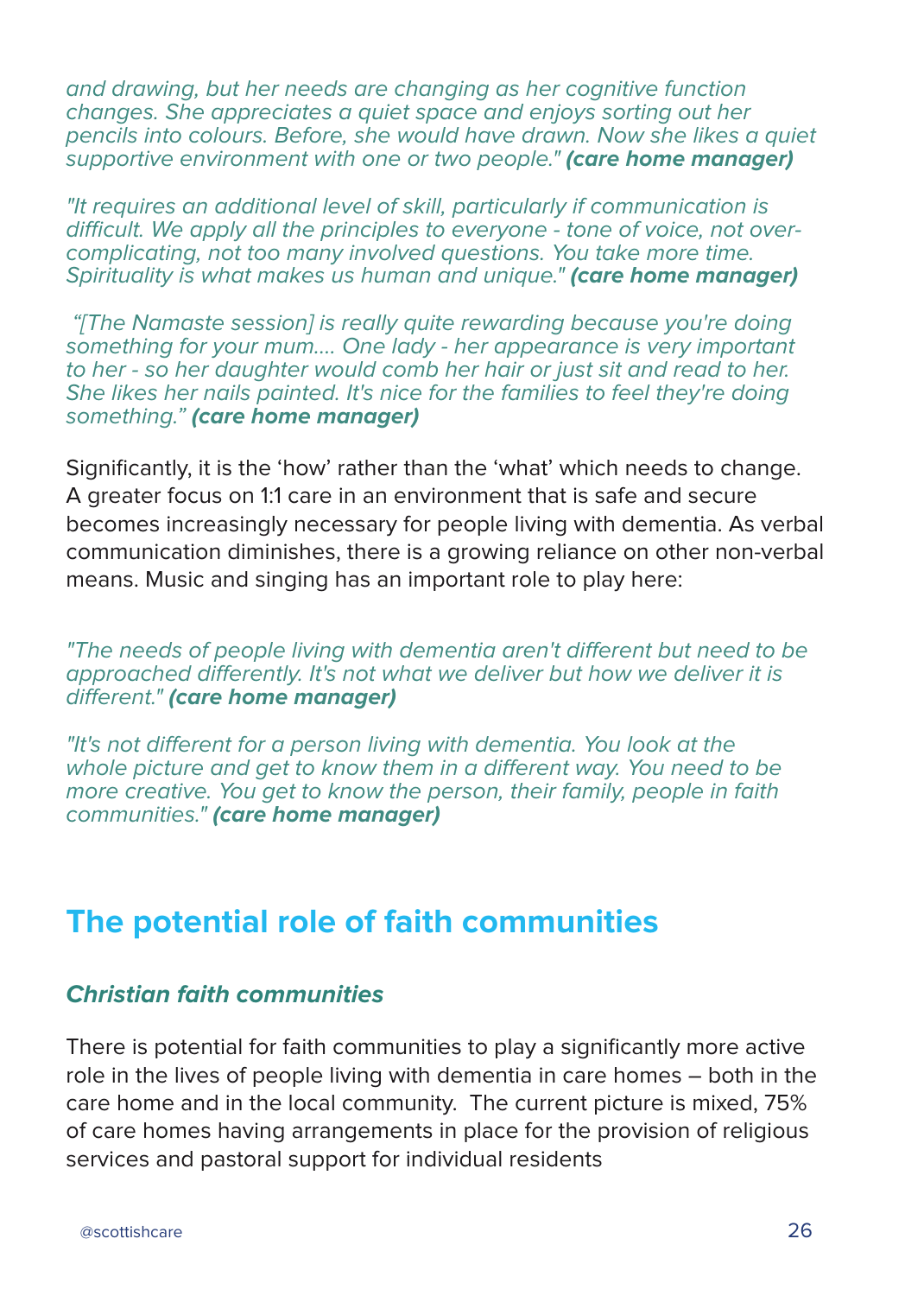*and drawing, but her needs are changing as her cognitive function changes. She appreciates a quiet space and enjoys sorting out her pencils into colours. Before, she would have drawn. Now she likes a quiet supportive environment with one or two people."* ***(care home manager)***

*"It requires an additional level of skill, particularly if communication is difficult. We apply all the principles to everyone - tone of voice, not over-complicating, not too many involved questions. You take more time. Spirituality is what makes us human and unique."* ***(care home manager)***

*"[The Namaste session] is really quite rewarding because you're doing something for your mum.... One lady - her appearance is very important to her - so her daughter would comb her hair or just sit and read to her. She likes her nails painted. It's nice for the families to feel they're doing something."* ***(care home manager)***

Significantly, it is the 'how' rather than the 'what' which needs to change. A greater focus on 1:1 care in an environment that is safe and secure becomes increasingly necessary for people living with dementia. As verbal communication diminishes, there is a growing reliance on other non-verbal means. Music and singing has an important role to play here:

*"The needs of people living with dementia aren't different but need to be approached differently. It's not what we deliver but how we deliver it is different."* ***(care home manager)***

*"It's not different for a person living with dementia. You look at the whole picture and get to know them in a different way. You need to be more creative. You get to know the person, their family, people in faith communities."* ***(care home manager)***

## The potential role of faith communities

### *Christian faith communities*

There is potential for faith communities to play a significantly more active role in the lives of people living with dementia in care homes – both in the care home and in the local community. The current picture is mixed, 75% of care homes having arrangements in place for the provision of religious services and pastoral support for individual residents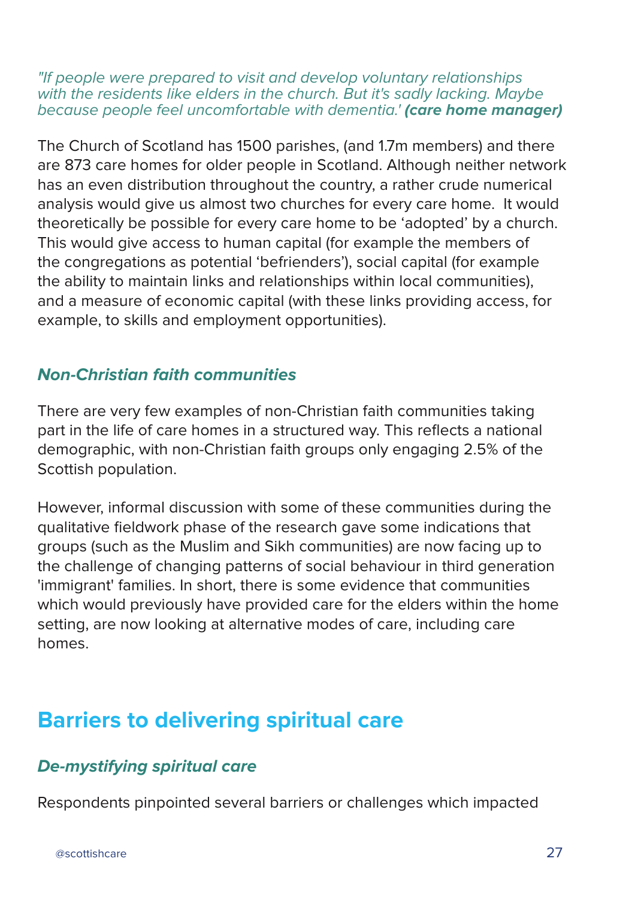*"If people were prepared to visit and develop voluntary relationships with the residents like elders in the church. But it's sadly lacking. Maybe because people feel uncomfortable with dementia.'* ***(care home manager)***

The Church of Scotland has 1500 parishes, (and 1.7m members) and there are 873 care homes for older people in Scotland. Although neither network has an even distribution throughout the country, a rather crude numerical analysis would give us almost two churches for every care home. It would theoretically be possible for every care home to be 'adopted' by a church. This would give access to human capital (for example the members of the congregations as potential 'befrienders'), social capital (for example the ability to maintain links and relationships within local communities), and a measure of economic capital (with these links providing access, for example, to skills and employment opportunities).

### *Non-Christian faith communities*

There are very few examples of non-Christian faith communities taking part in the life of care homes in a structured way. This reflects a national demographic, with non-Christian faith groups only engaging 2.5% of the Scottish population.

However, informal discussion with some of these communities during the qualitative fieldwork phase of the research gave some indications that groups (such as the Muslim and Sikh communities) are now facing up to the challenge of changing patterns of social behaviour in third generation 'immigrant' families. In short, there is some evidence that communities which would previously have provided care for the elders within the home setting, are now looking at alternative modes of care, including care homes.

## Barriers to delivering spiritual care

### *De-mystifying spiritual care*

Respondents pinpointed several barriers or challenges which impacted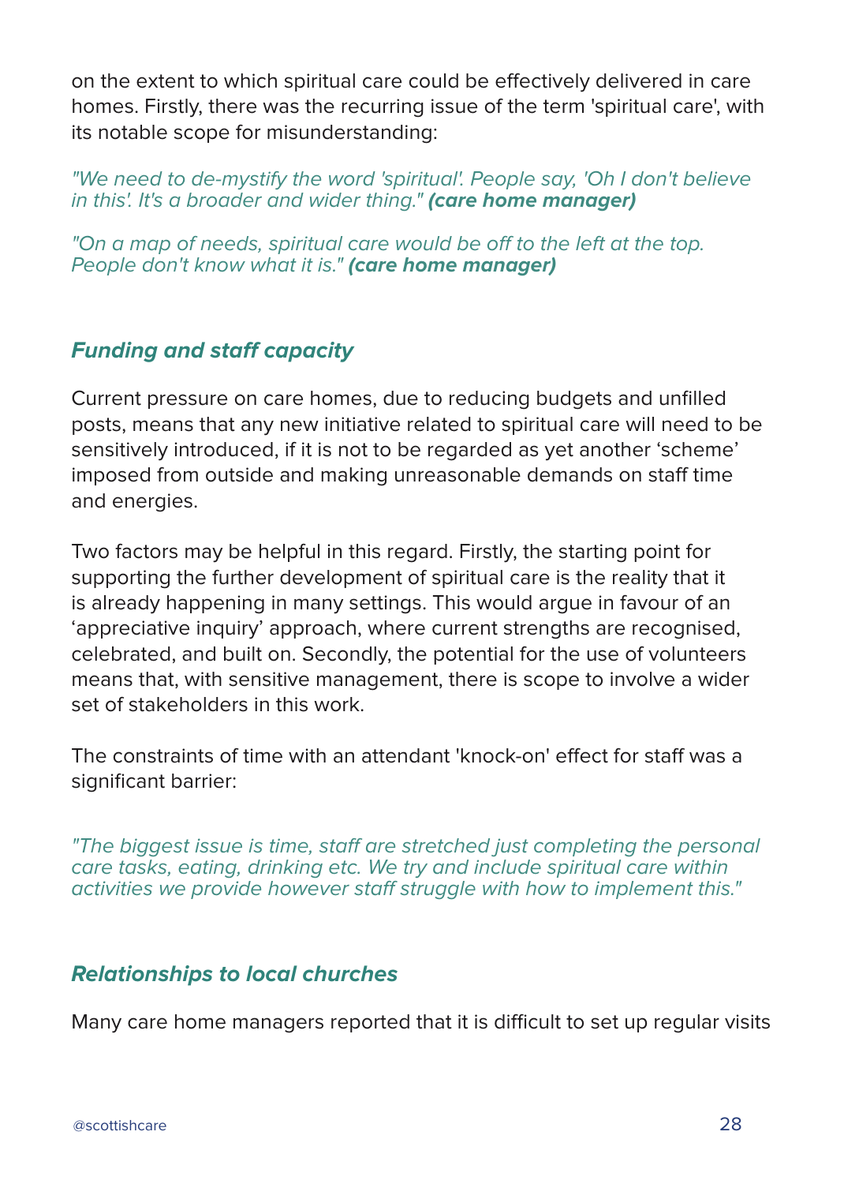on the extent to which spiritual care could be effectively delivered in care homes. Firstly, there was the recurring issue of the term 'spiritual care', with its notable scope for misunderstanding:

*"We need to de-mystify the word 'spiritual'. People say, 'Oh I don't believe in this'. It's a broader and wider thing."* ***(care home manager)***

*"On a map of needs, spiritual care would be off to the left at the top. People don't know what it is."* ***(care home manager)***

### *Funding and staff capacity*

Current pressure on care homes, due to reducing budgets and unfilled posts, means that any new initiative related to spiritual care will need to be sensitively introduced, if it is not to be regarded as yet another 'scheme' imposed from outside and making unreasonable demands on staff time and energies.

Two factors may be helpful in this regard. Firstly, the starting point for supporting the further development of spiritual care is the reality that it is already happening in many settings. This would argue in favour of an 'appreciative inquiry' approach, where current strengths are recognised, celebrated, and built on. Secondly, the potential for the use of volunteers means that, with sensitive management, there is scope to involve a wider set of stakeholders in this work.

The constraints of time with an attendant 'knock-on' effect for staff was a significant barrier:

*"The biggest issue is time, staff are stretched just completing the personal care tasks, eating, drinking etc. We try and include spiritual care within activities we provide however staff struggle with how to implement this."*

### *Relationships to local churches*

Many care home managers reported that it is difficult to set up regular visits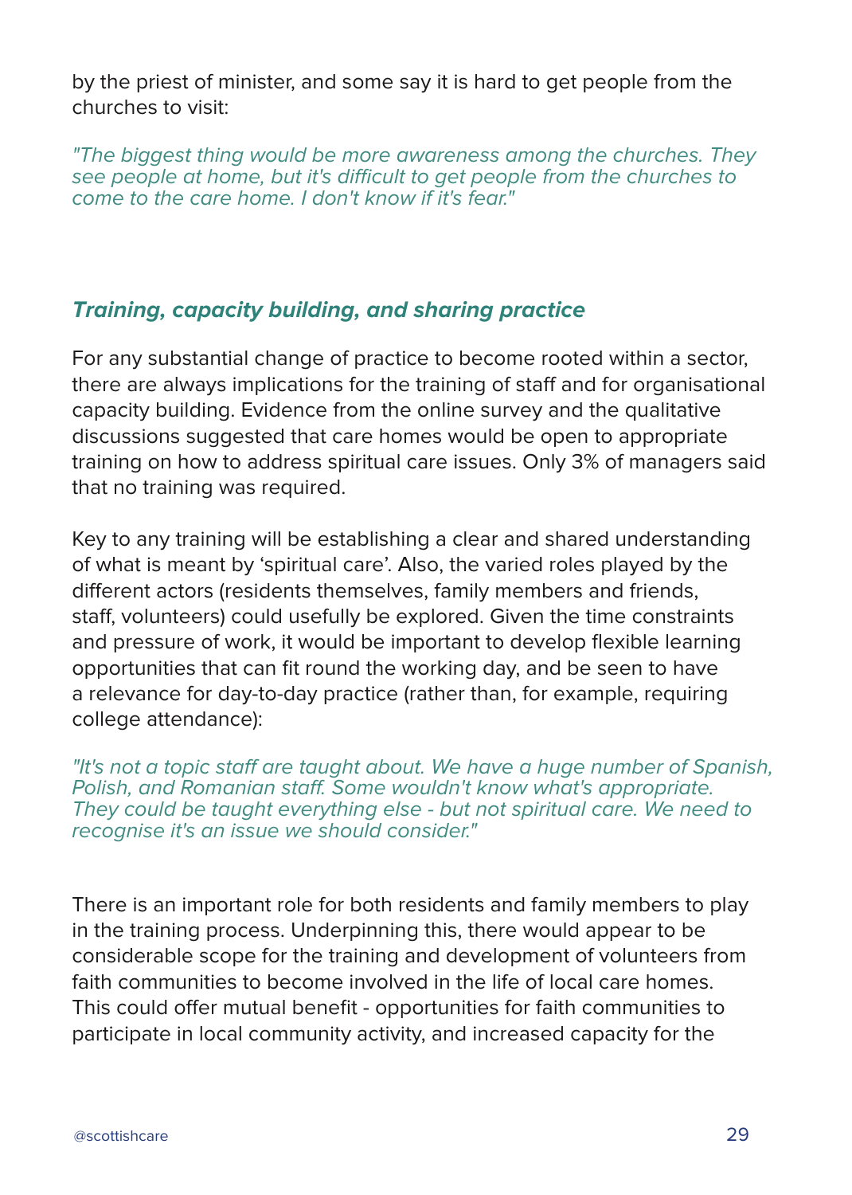by the priest of minister, and some say it is hard to get people from the churches to visit:

*"The biggest thing would be more awareness among the churches. They see people at home, but it's difficult to get people from the churches to come to the care home. I don't know if it's fear."*

### *Training, capacity building, and sharing practice*

For any substantial change of practice to become rooted within a sector, there are always implications for the training of staff and for organisational capacity building. Evidence from the online survey and the qualitative discussions suggested that care homes would be open to appropriate training on how to address spiritual care issues. Only 3% of managers said that no training was required.

Key to any training will be establishing a clear and shared understanding of what is meant by 'spiritual care'. Also, the varied roles played by the different actors (residents themselves, family members and friends, staff, volunteers) could usefully be explored. Given the time constraints and pressure of work, it would be important to develop flexible learning opportunities that can fit round the working day, and be seen to have a relevance for day-to-day practice (rather than, for example, requiring college attendance):

*"It's not a topic staff are taught about. We have a huge number of Spanish, Polish, and Romanian staff. Some wouldn't know what's appropriate. They could be taught everything else - but not spiritual care. We need to recognise it's an issue we should consider."*

There is an important role for both residents and family members to play in the training process. Underpinning this, there would appear to be considerable scope for the training and development of volunteers from faith communities to become involved in the life of local care homes. This could offer mutual benefit - opportunities for faith communities to participate in local community activity, and increased capacity for the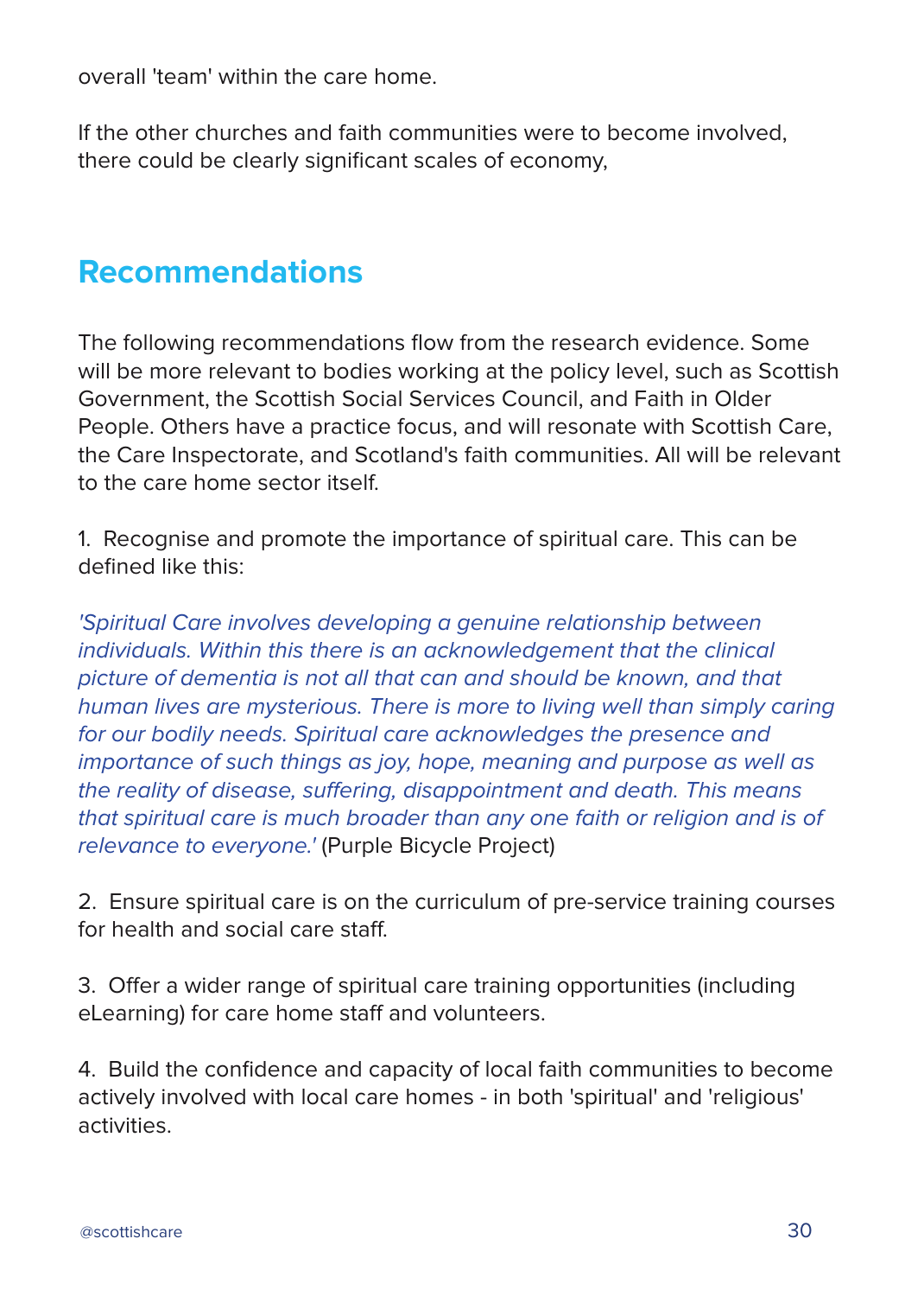overall 'team' within the care home.

If the other churches and faith communities were to become involved, there could be clearly significant scales of economy,

## Recommendations

The following recommendations flow from the research evidence. Some will be more relevant to bodies working at the policy level, such as Scottish Government, the Scottish Social Services Council, and Faith in Older People. Others have a practice focus, and will resonate with Scottish Care, the Care Inspectorate, and Scotland's faith communities. All will be relevant to the care home sector itself.

1. Recognise and promote the importance of spiritual care. This can be defined like this:

*'Spiritual Care involves developing a genuine relationship between individuals. Within this there is an acknowledgement that the clinical picture of dementia is not all that can and should be known, and that human lives are mysterious. There is more to living well than simply caring for our bodily needs. Spiritual care acknowledges the presence and importance of such things as joy, hope, meaning and purpose as well as the reality of disease, suffering, disappointment and death. This means that spiritual care is much broader than any one faith or religion and is of relevance to everyone.'* (Purple Bicycle Project)

2. Ensure spiritual care is on the curriculum of pre-service training courses for health and social care staff.

3. Offer a wider range of spiritual care training opportunities (including eLearning) for care home staff and volunteers.

4. Build the confidence and capacity of local faith communities to become actively involved with local care homes - in both 'spiritual' and 'religious' activities.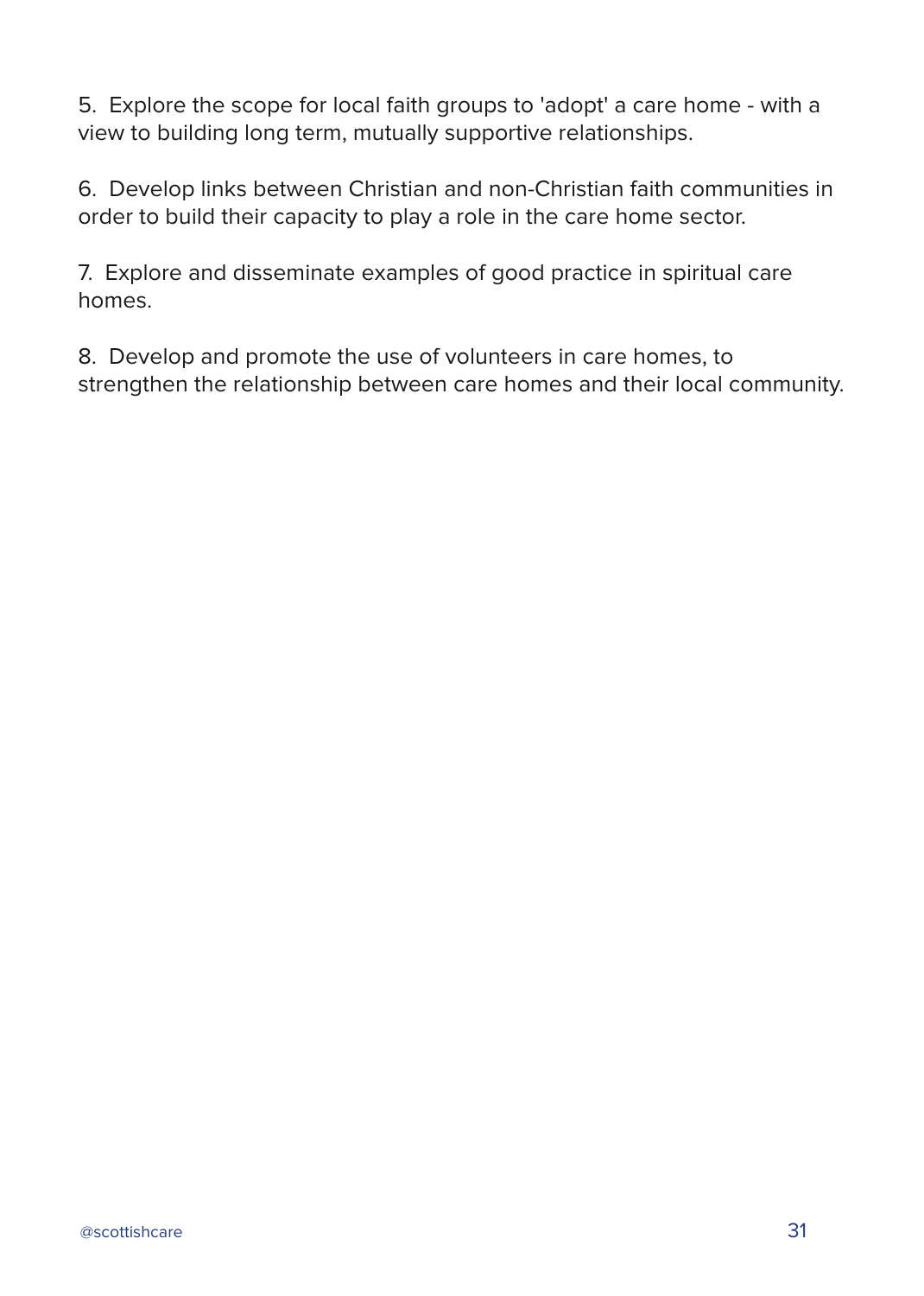5. Explore the scope for local faith groups to 'adopt' a care home - with a view to building long term, mutually supportive relationships.

6. Develop links between Christian and non-Christian faith communities in order to build their capacity to play a role in the care home sector.

7. Explore and disseminate examples of good practice in spiritual care homes.

8. Develop and promote the use of volunteers in care homes, to strengthen the relationship between care homes and their local community.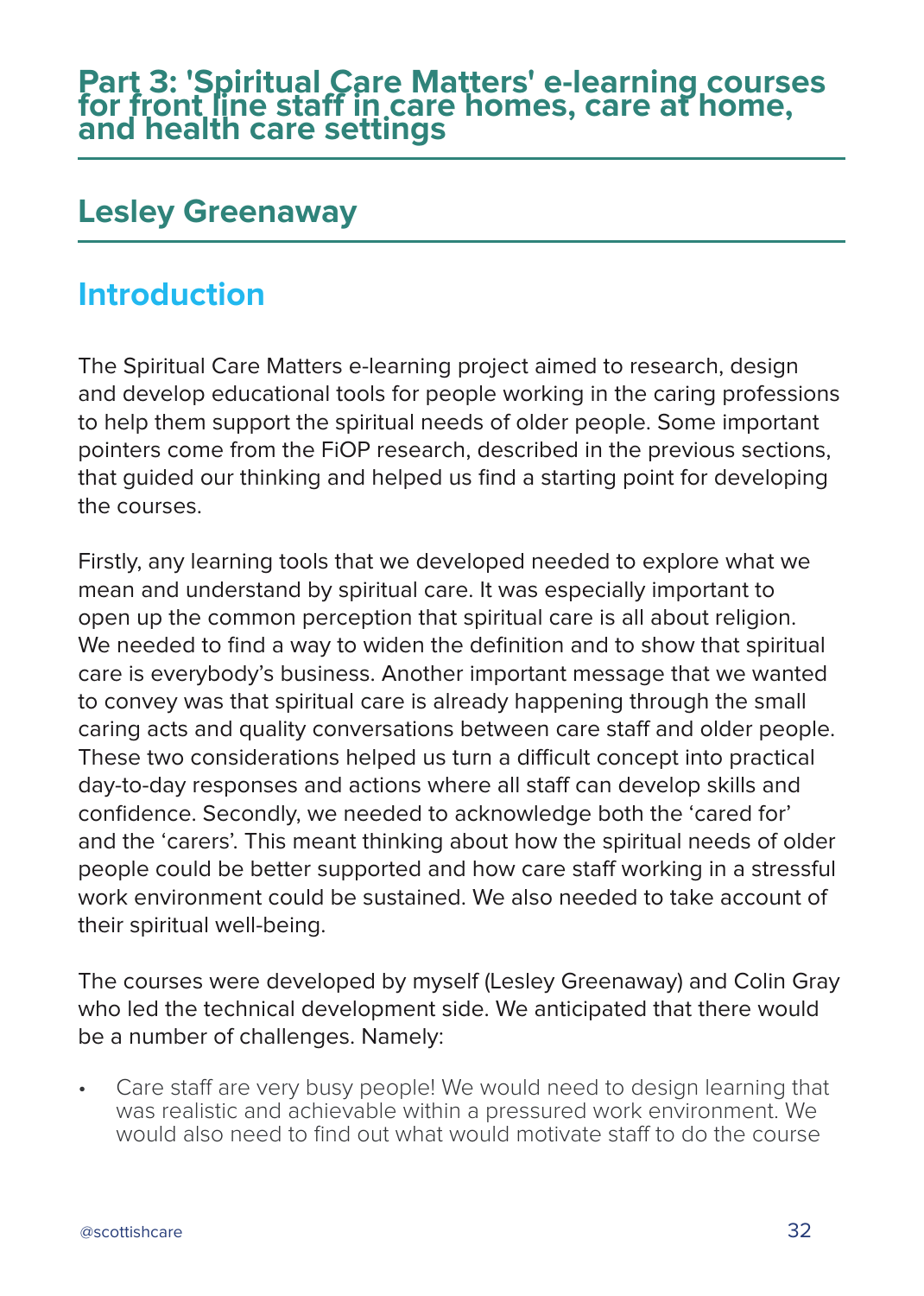# Part 3: 'Spiritual Care Matters' e-learning courses for front line staff in care homes, care at home, and health care settings

## Lesley Greenaway

## Introduction

The Spiritual Care Matters e-learning project aimed to research, design and develop educational tools for people working in the caring professions to help them support the spiritual needs of older people. Some important pointers come from the FiOP research, described in the previous sections, that guided our thinking and helped us find a starting point for developing the courses.

Firstly, any learning tools that we developed needed to explore what we mean and understand by spiritual care. It was especially important to open up the common perception that spiritual care is all about religion. We needed to find a way to widen the definition and to show that spiritual care is everybody's business. Another important message that we wanted to convey was that spiritual care is already happening through the small caring acts and quality conversations between care staff and older people. These two considerations helped us turn a difficult concept into practical day-to-day responses and actions where all staff can develop skills and confidence. Secondly, we needed to acknowledge both the 'cared for' and the 'carers'. This meant thinking about how the spiritual needs of older people could be better supported and how care staff working in a stressful work environment could be sustained. We also needed to take account of their spiritual well-being.

The courses were developed by myself (Lesley Greenaway) and Colin Gray who led the technical development side. We anticipated that there would be a number of challenges. Namely:

- Care staff are very busy people! We would need to design learning that was realistic and achievable within a pressured work environment. We would also need to find out what would motivate staff to do the course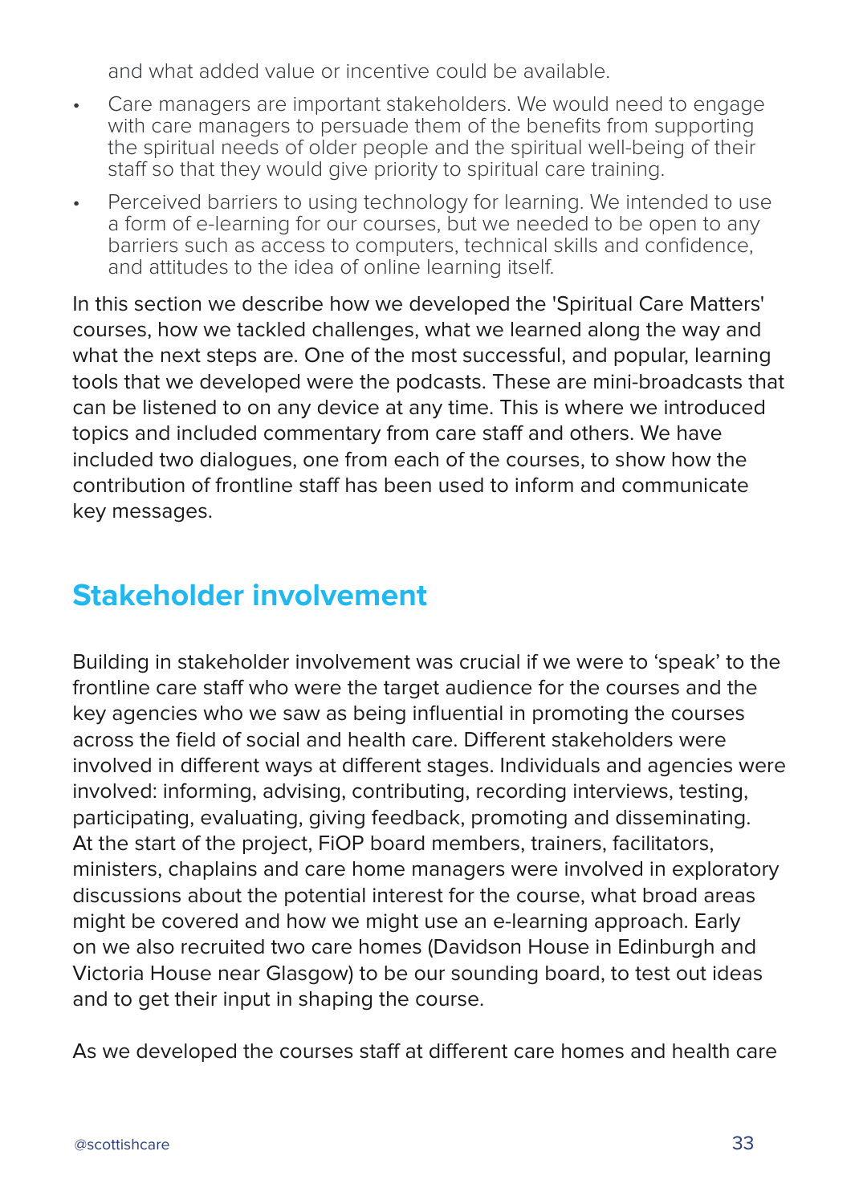and what added value or incentive could be available.

- Care managers are important stakeholders. We would need to engage with care managers to persuade them of the benefits from supporting the spiritual needs of older people and the spiritual well-being of their staff so that they would give priority to spiritual care training.
- Perceived barriers to using technology for learning. We intended to use a form of e-learning for our courses, but we needed to be open to any barriers such as access to computers, technical skills and confidence, and attitudes to the idea of online learning itself.

In this section we describe how we developed the 'Spiritual Care Matters' courses, how we tackled challenges, what we learned along the way and what the next steps are. One of the most successful, and popular, learning tools that we developed were the podcasts. These are mini-broadcasts that can be listened to on any device at any time. This is where we introduced topics and included commentary from care staff and others. We have included two dialogues, one from each of the courses, to show how the contribution of frontline staff has been used to inform and communicate key messages.

## Stakeholder involvement

Building in stakeholder involvement was crucial if we were to 'speak' to the frontline care staff who were the target audience for the courses and the key agencies who we saw as being influential in promoting the courses across the field of social and health care. Different stakeholders were involved in different ways at different stages. Individuals and agencies were involved: informing, advising, contributing, recording interviews, testing, participating, evaluating, giving feedback, promoting and disseminating. At the start of the project, FiOP board members, trainers, facilitators, ministers, chaplains and care home managers were involved in exploratory discussions about the potential interest for the course, what broad areas might be covered and how we might use an e-learning approach. Early on we also recruited two care homes (Davidson House in Edinburgh and Victoria House near Glasgow) to be our sounding board, to test out ideas and to get their input in shaping the course.

As we developed the courses staff at different care homes and health care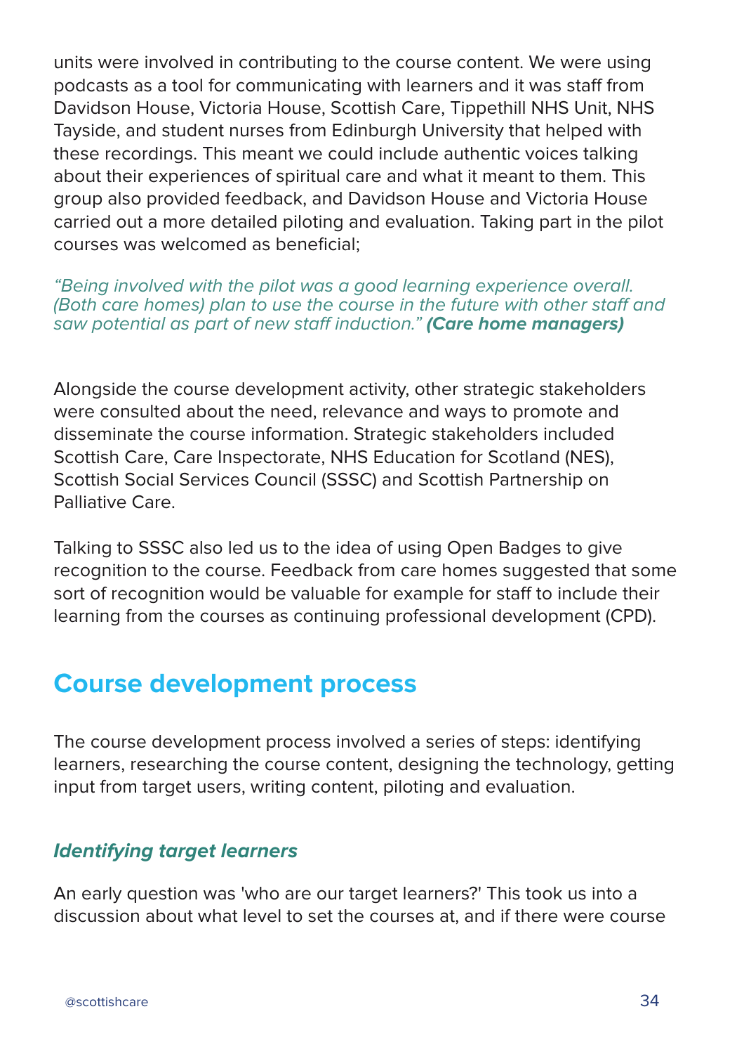units were involved in contributing to the course content. We were using podcasts as a tool for communicating with learners and it was staff from Davidson House, Victoria House, Scottish Care, Tippethill NHS Unit, NHS Tayside, and student nurses from Edinburgh University that helped with these recordings. This meant we could include authentic voices talking about their experiences of spiritual care and what it meant to them. This group also provided feedback, and Davidson House and Victoria House carried out a more detailed piloting and evaluation. Taking part in the pilot courses was welcomed as beneficial;

*"Being involved with the pilot was a good learning experience overall. (Both care homes) plan to use the course in the future with other staff and saw potential as part of new staff induction."* ***(Care home managers)***

Alongside the course development activity, other strategic stakeholders were consulted about the need, relevance and ways to promote and disseminate the course information. Strategic stakeholders included Scottish Care, Care Inspectorate, NHS Education for Scotland (NES), Scottish Social Services Council (SSSC) and Scottish Partnership on Palliative Care.

Talking to SSSC also led us to the idea of using Open Badges to give recognition to the course. Feedback from care homes suggested that some sort of recognition would be valuable for example for staff to include their learning from the courses as continuing professional development (CPD).

## Course development process

The course development process involved a series of steps: identifying learners, researching the course content, designing the technology, getting input from target users, writing content, piloting and evaluation.

### *Identifying target learners*

An early question was 'who are our target learners?' This took us into a discussion about what level to set the courses at, and if there were course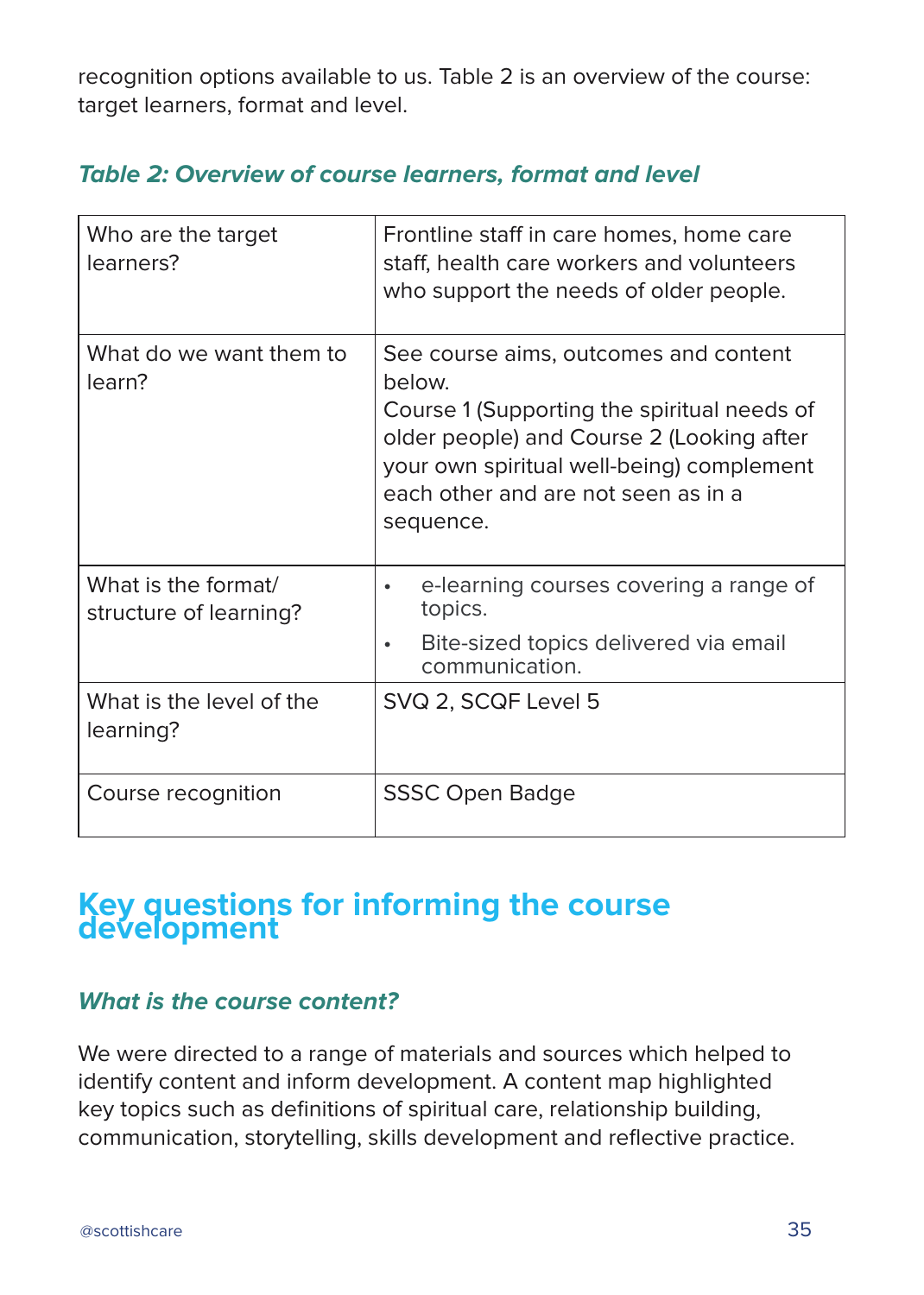recognition options available to us. Table 2 is an overview of the course: target learners, format and level.

***Table 2: Overview of course learners, format and level***

| | |
|---|---|
| Who are the target learners? | Frontline staff in care homes, home care staff, health care workers and volunteers who support the needs of older people. |
| What do we want them to learn? | See course aims, outcomes and content below.<br>Course 1 (Supporting the spiritual needs of older people) and Course 2 (Looking after your own spiritual well-being) complement each other and are not seen as in a sequence. |
| What is the format/ structure of learning? | • e-learning courses covering a range of topics.<br>• Bite-sized topics delivered via email communication. |
| What is the level of the learning? | SVQ 2, SCQF Level 5 |
| Course recognition | SSSC Open Badge |

## Key questions for informing the course development

### *What is the course content?*

We were directed to a range of materials and sources which helped to identify content and inform development. A content map highlighted key topics such as definitions of spiritual care, relationship building, communication, storytelling, skills development and reflective practice.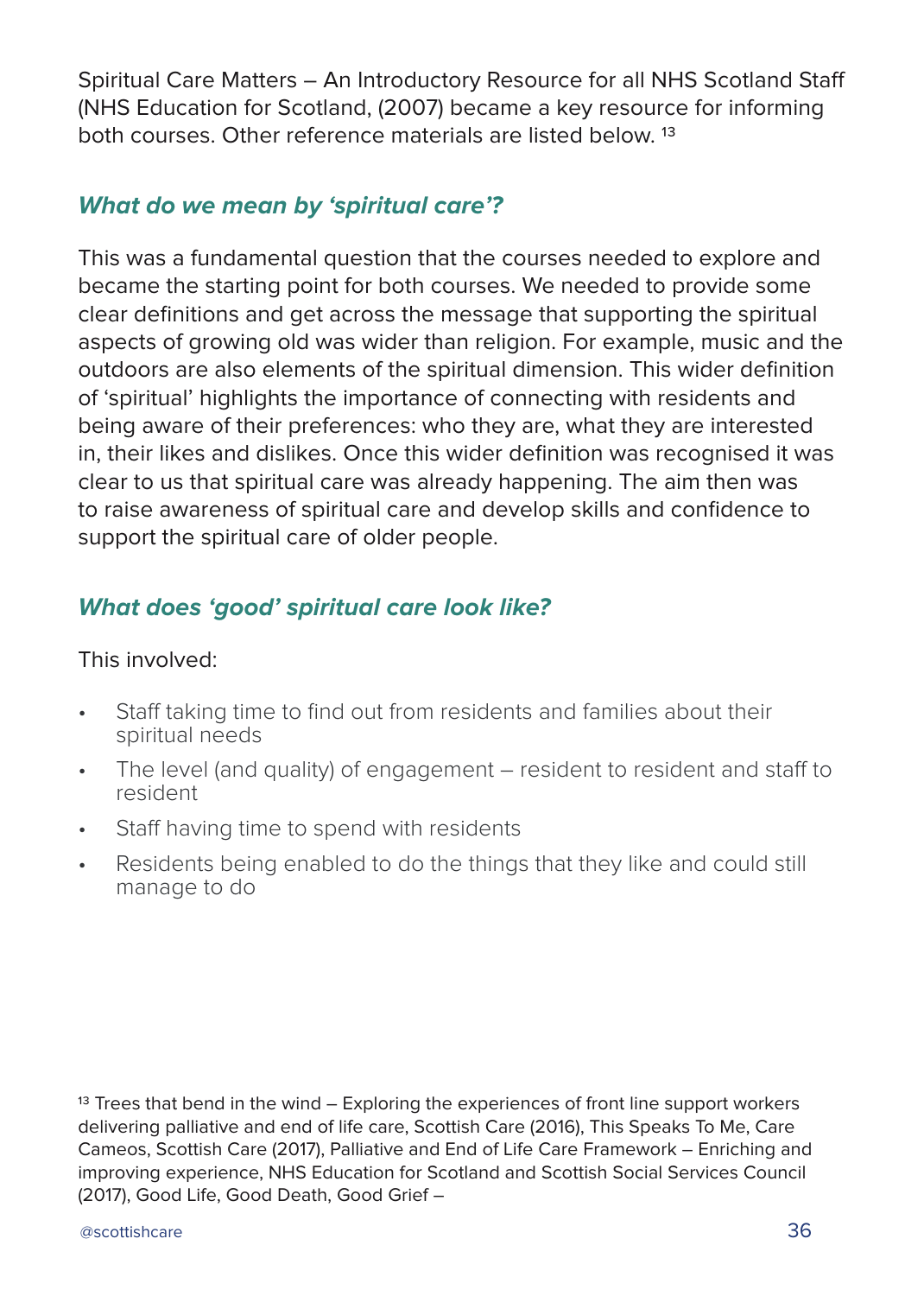Spiritual Care Matters – An Introductory Resource for all NHS Scotland Staff (NHS Education for Scotland, (2007) became a key resource for informing both courses. Other reference materials are listed below. [13]

### *What do we mean by 'spiritual care'?*

This was a fundamental question that the courses needed to explore and became the starting point for both courses. We needed to provide some clear definitions and get across the message that supporting the spiritual aspects of growing old was wider than religion. For example, music and the outdoors are also elements of the spiritual dimension. This wider definition of 'spiritual' highlights the importance of connecting with residents and being aware of their preferences: who they are, what they are interested in, their likes and dislikes. Once this wider definition was recognised it was clear to us that spiritual care was already happening. The aim then was to raise awareness of spiritual care and develop skills and confidence to support the spiritual care of older people.

### *What does 'good' spiritual care look like?*

This involved:

- Staff taking time to find out from residents and families about their spiritual needs
- The level (and quality) of engagement – resident to resident and staff to resident
- Staff having time to spend with residents
- Residents being enabled to do the things that they like and could still manage to do

[13] Trees that bend in the wind – Exploring the experiences of front line support workers delivering palliative and end of life care, Scottish Care (2016), This Speaks To Me, Care Cameos, Scottish Care (2017), Palliative and End of Life Care Framework – Enriching and improving experience, NHS Education for Scotland and Scottish Social Services Council (2017), Good Life, Good Death, Good Grief –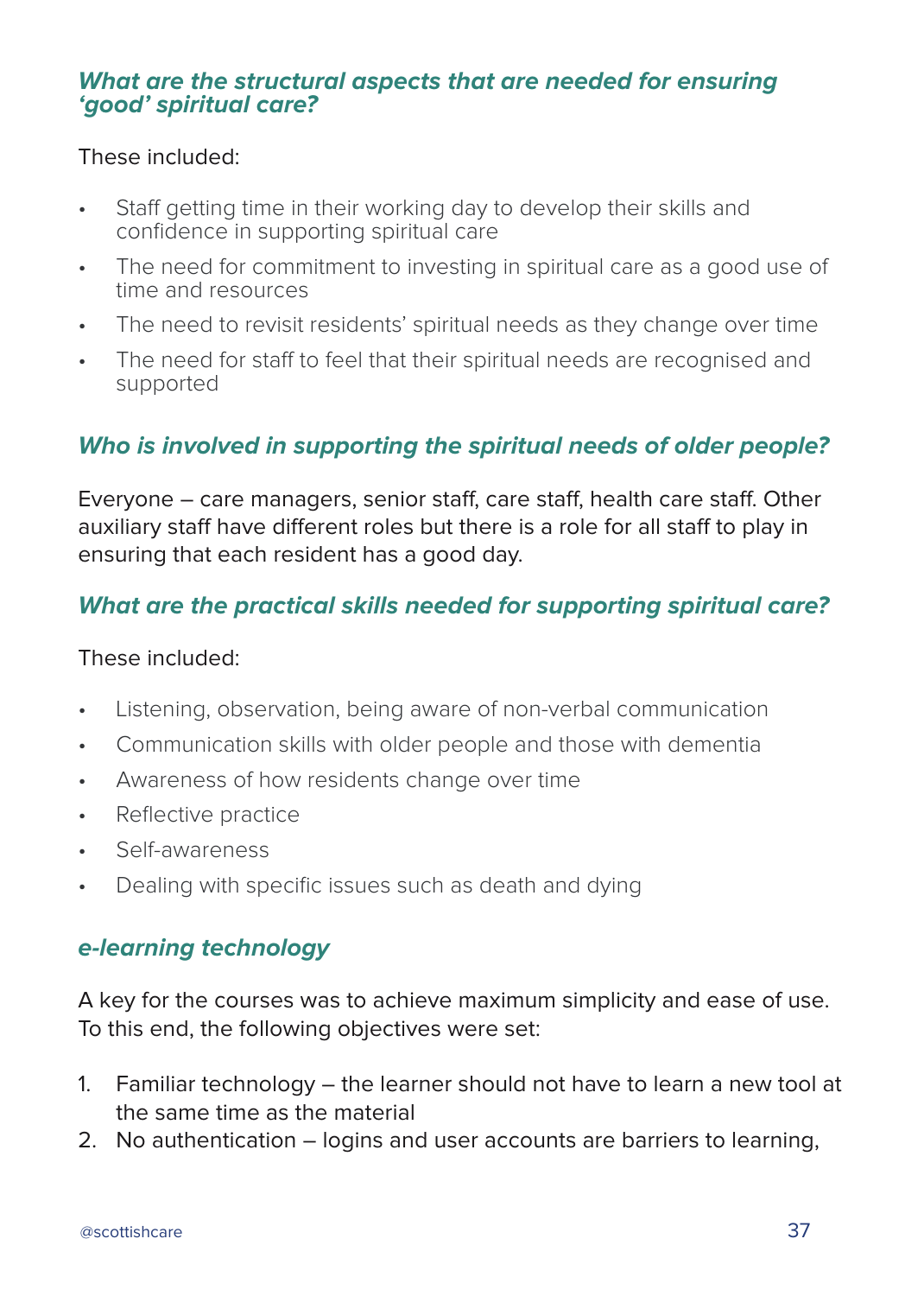### *What are the structural aspects that are needed for ensuring 'good' spiritual care?*

These included:

- Staff getting time in their working day to develop their skills and confidence in supporting spiritual care
- The need for commitment to investing in spiritual care as a good use of time and resources
- The need to revisit residents' spiritual needs as they change over time
- The need for staff to feel that their spiritual needs are recognised and supported

### *Who is involved in supporting the spiritual needs of older people?*

Everyone – care managers, senior staff, care staff, health care staff. Other auxiliary staff have different roles but there is a role for all staff to play in ensuring that each resident has a good day.

### *What are the practical skills needed for supporting spiritual care?*

These included:

- Listening, observation, being aware of non-verbal communication
- Communication skills with older people and those with dementia
- Awareness of how residents change over time
- Reflective practice
- Self-awareness
- Dealing with specific issues such as death and dying

### *e-learning technology*

A key for the courses was to achieve maximum simplicity and ease of use. To this end, the following objectives were set:

1. Familiar technology – the learner should not have to learn a new tool at the same time as the material
2. No authentication – logins and user accounts are barriers to learning,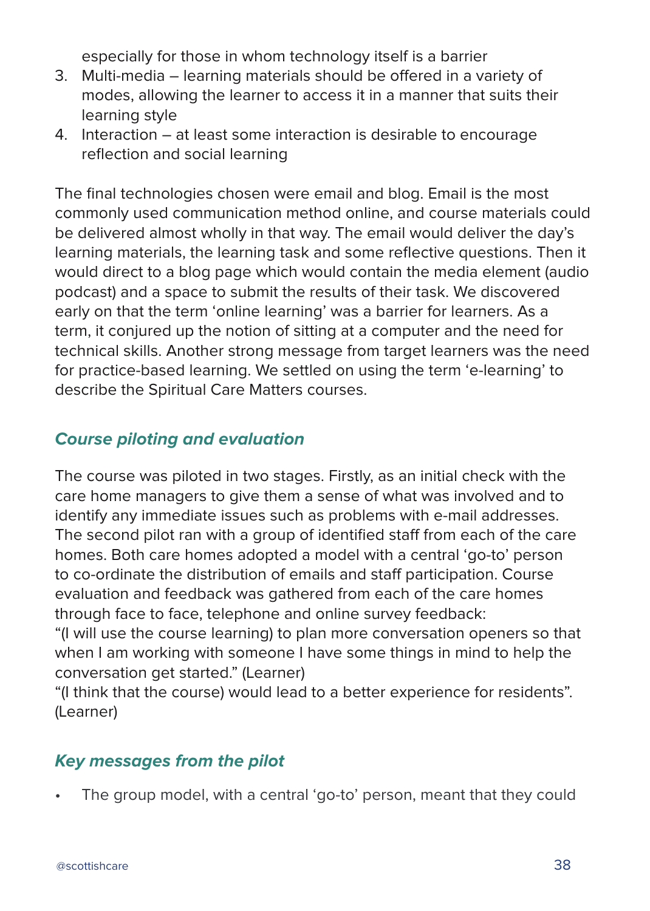especially for those in whom technology itself is a barrier

3. Multi-media – learning materials should be offered in a variety of modes, allowing the learner to access it in a manner that suits their learning style
4. Interaction – at least some interaction is desirable to encourage reflection and social learning

The final technologies chosen were email and blog. Email is the most commonly used communication method online, and course materials could be delivered almost wholly in that way. The email would deliver the day's learning materials, the learning task and some reflective questions. Then it would direct to a blog page which would contain the media element (audio podcast) and a space to submit the results of their task. We discovered early on that the term 'online learning' was a barrier for learners. As a term, it conjured up the notion of sitting at a computer and the need for technical skills. Another strong message from target learners was the need for practice-based learning. We settled on using the term 'e-learning' to describe the Spiritual Care Matters courses.

### *Course piloting and evaluation*

The course was piloted in two stages. Firstly, as an initial check with the care home managers to give them a sense of what was involved and to identify any immediate issues such as problems with e-mail addresses. The second pilot ran with a group of identified staff from each of the care homes. Both care homes adopted a model with a central 'go-to' person to co-ordinate the distribution of emails and staff participation. Course evaluation and feedback was gathered from each of the care homes through face to face, telephone and online survey feedback:
"(I will use the course learning) to plan more conversation openers so that when I am working with someone I have some things in mind to help the conversation get started." (Learner)
"(I think that the course) would lead to a better experience for residents". (Learner)

### *Key messages from the pilot*

- The group model, with a central 'go-to' person, meant that they could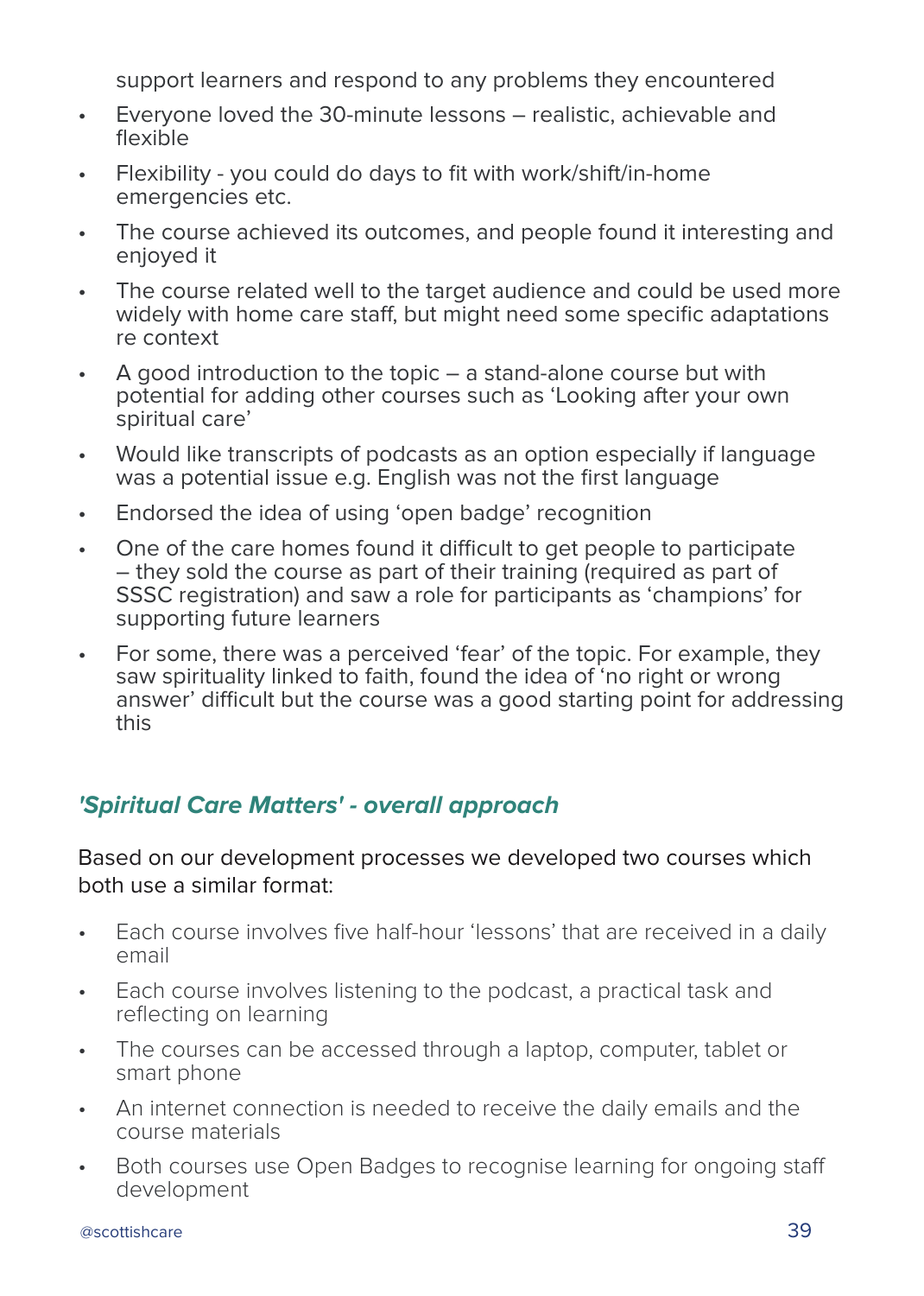support learners and respond to any problems they encountered

- Everyone loved the 30-minute lessons – realistic, achievable and flexible
- Flexibility - you could do days to fit with work/shift/in-home emergencies etc.
- The course achieved its outcomes, and people found it interesting and enjoyed it
- The course related well to the target audience and could be used more widely with home care staff, but might need some specific adaptations re context
- A good introduction to the topic – a stand-alone course but with potential for adding other courses such as 'Looking after your own spiritual care'
- Would like transcripts of podcasts as an option especially if language was a potential issue e.g. English was not the first language
- Endorsed the idea of using 'open badge' recognition
- One of the care homes found it difficult to get people to participate – they sold the course as part of their training (required as part of SSSC registration) and saw a role for participants as 'champions' for supporting future learners
- For some, there was a perceived 'fear' of the topic. For example, they saw spirituality linked to faith, found the idea of 'no right or wrong answer' difficult but the course was a good starting point for addressing this

### *'Spiritual Care Matters' - overall approach*

Based on our development processes we developed two courses which both use a similar format:

- Each course involves five half-hour 'lessons' that are received in a daily email
- Each course involves listening to the podcast, a practical task and reflecting on learning
- The courses can be accessed through a laptop, computer, tablet or smart phone
- An internet connection is needed to receive the daily emails and the course materials
- Both courses use Open Badges to recognise learning for ongoing staff development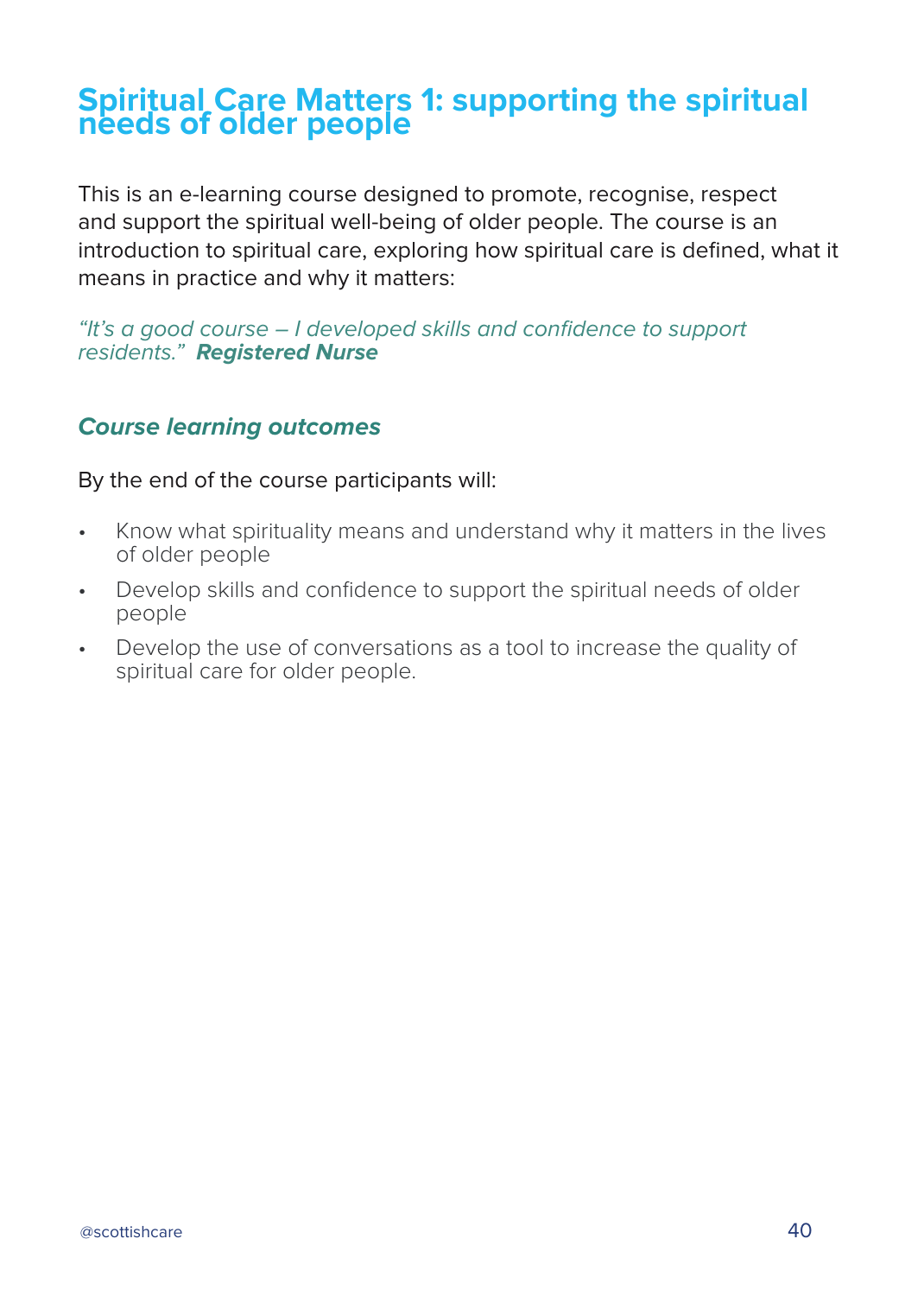## Spiritual Care Matters 1: supporting the spiritual needs of older people

This is an e-learning course designed to promote, recognise, respect and support the spiritual well-being of older people. The course is an introduction to spiritual care, exploring how spiritual care is defined, what it means in practice and why it matters:

*"It's a good course – I developed skills and confidence to support residents."* ***Registered Nurse***

### *Course learning outcomes*

By the end of the course participants will:

- Know what spirituality means and understand why it matters in the lives of older people
- Develop skills and confidence to support the spiritual needs of older people
- Develop the use of conversations as a tool to increase the quality of spiritual care for older people.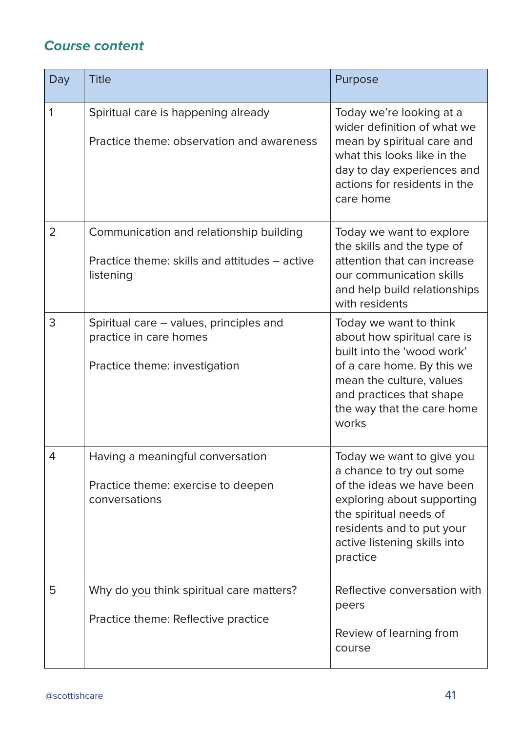### *Course content*

| Day | Title | Purpose |
|---|---|---|
| 1 | Spiritual care is happening already<br><br>Practice theme: observation and awareness | Today we're looking at a wider definition of what we mean by spiritual care and what this looks like in the day to day experiences and actions for residents in the care home |
| 2 | Communication and relationship building<br><br>Practice theme: skills and attitudes – active listening | Today we want to explore the skills and the type of attention that can increase our communication skills and help build relationships with residents |
| 3 | Spiritual care – values, principles and practice in care homes<br><br>Practice theme: investigation | Today we want to think about how spiritual care is built into the 'wood work' of a care home. By this we mean the culture, values and practices that shape the way that the care home works |
| 4 | Having a meaningful conversation<br><br>Practice theme: exercise to deepen conversations | Today we want to give you a chance to try out some of the ideas we have been exploring about supporting the spiritual needs of residents and to put your active listening skills into practice |
| 5 | Why do <u>you</u> think spiritual care matters?<br><br>Practice theme: Reflective practice | Reflective conversation with peers<br><br>Review of learning from course |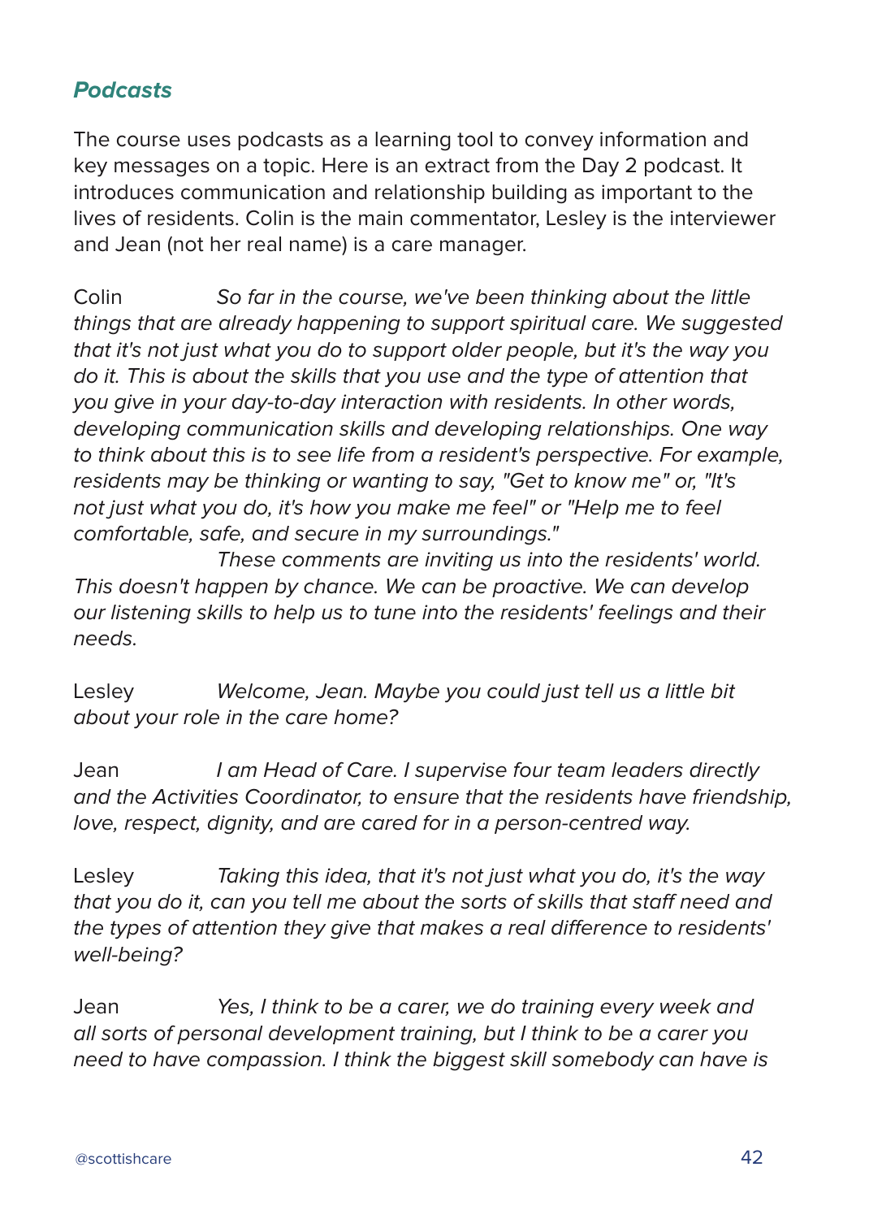### *Podcasts*

The course uses podcasts as a learning tool to convey information and key messages on a topic. Here is an extract from the Day 2 podcast. It introduces communication and relationship building as important to the lives of residents. Colin is the main commentator, Lesley is the interviewer and Jean (not her real name) is a care manager.

Colin *So far in the course, we've been thinking about the little things that are already happening to support spiritual care. We suggested that it's not just what you do to support older people, but it's the way you do it. This is about the skills that you use and the type of attention that you give in your day-to-day interaction with residents. In other words, developing communication skills and developing relationships. One way to think about this is to see life from a resident's perspective. For example, residents may be thinking or wanting to say, "Get to know me" or, "It's not just what you do, it's how you make me feel" or "Help me to feel comfortable, safe, and secure in my surroundings."*

*These comments are inviting us into the residents' world. This doesn't happen by chance. We can be proactive. We can develop our listening skills to help us to tune into the residents' feelings and their needs.*

Lesley *Welcome, Jean. Maybe you could just tell us a little bit about your role in the care home?*

Jean *I am Head of Care. I supervise four team leaders directly and the Activities Coordinator, to ensure that the residents have friendship, love, respect, dignity, and are cared for in a person-centred way.*

Lesley *Taking this idea, that it's not just what you do, it's the way that you do it, can you tell me about the sorts of skills that staff need and the types of attention they give that makes a real difference to residents' well-being?*

Jean *Yes, I think to be a carer, we do training every week and all sorts of personal development training, but I think to be a carer you need to have compassion. I think the biggest skill somebody can have is*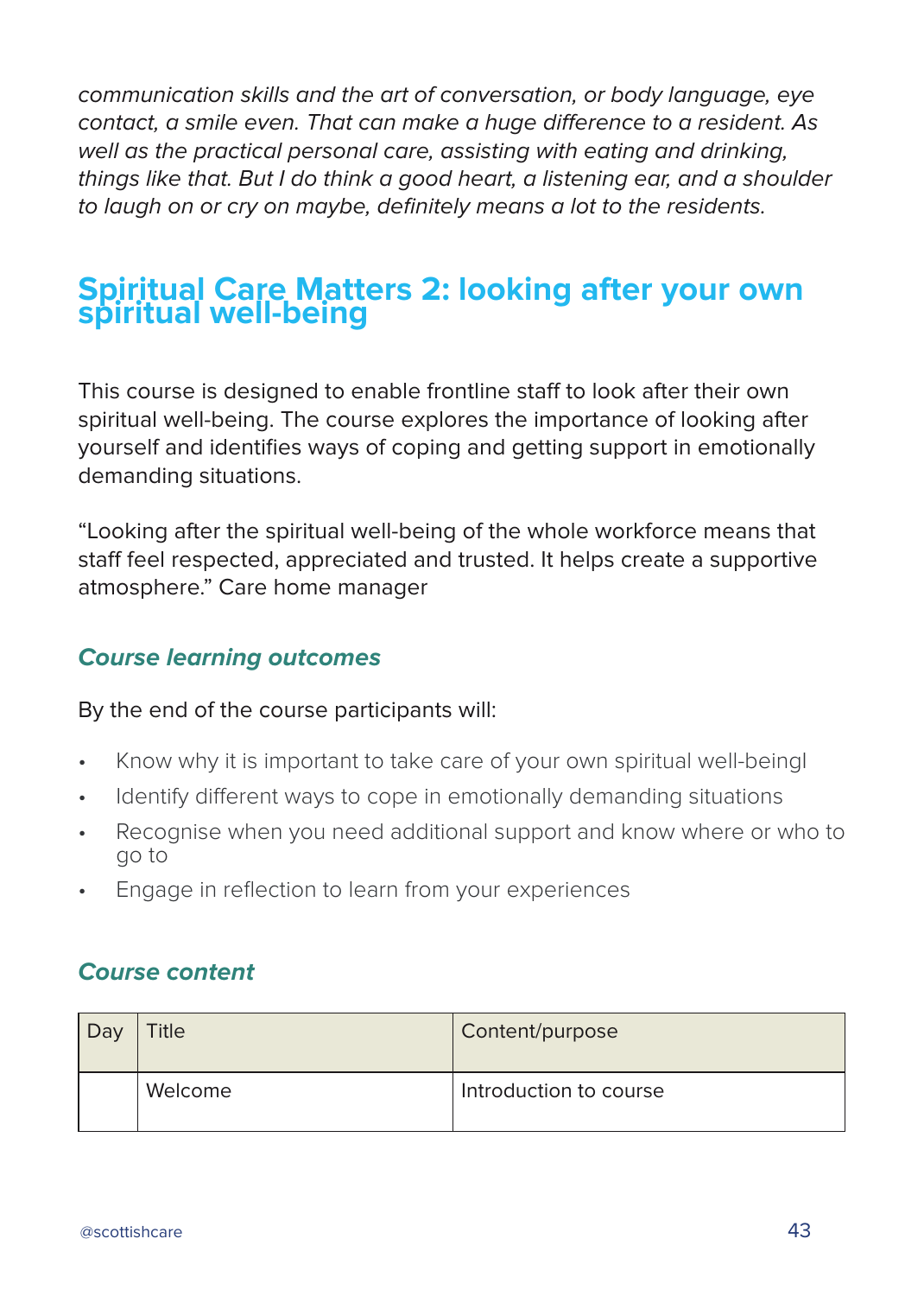*communication skills and the art of conversation, or body language, eye contact, a smile even. That can make a huge difference to a resident. As well as the practical personal care, assisting with eating and drinking, things like that. But I do think a good heart, a listening ear, and a shoulder to laugh on or cry on maybe, definitely means a lot to the residents.*

## Spiritual Care Matters 2: looking after your own spiritual well-being

This course is designed to enable frontline staff to look after their own spiritual well-being. The course explores the importance of looking after yourself and identifies ways of coping and getting support in emotionally demanding situations.

"Looking after the spiritual well-being of the whole workforce means that staff feel respected, appreciated and trusted. It helps create a supportive atmosphere." Care home manager

### *Course learning outcomes*

By the end of the course participants will:

- Know why it is important to take care of your own spiritual well-beingl
- Identify different ways to cope in emotionally demanding situations
- Recognise when you need additional support and know where or who to go to
- Engage in reflection to learn from your experiences

### *Course content*

| Day | Title | Content/purpose |
|---|---|---|
| | Welcome | Introduction to course |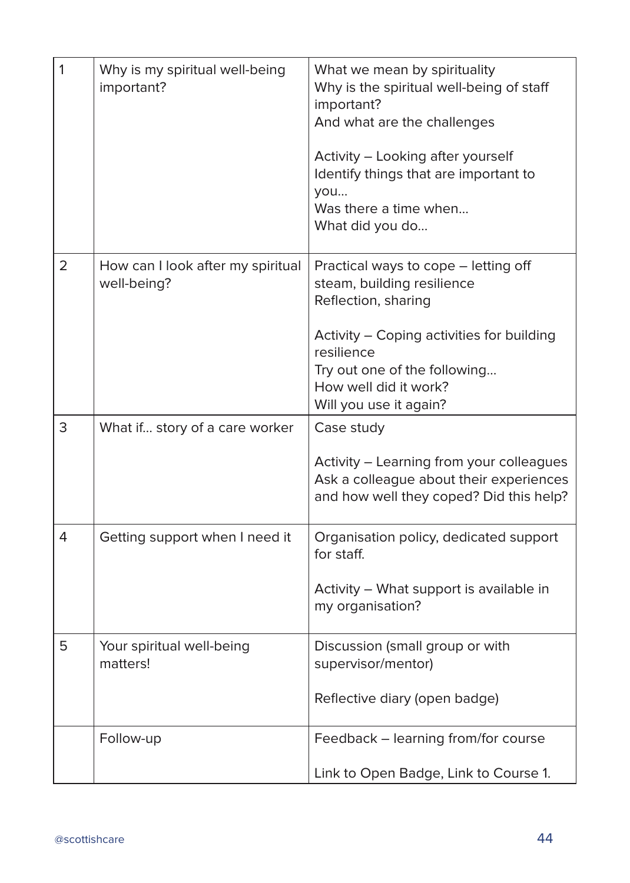| | | |
|---|---|---|
| 1 | Why is my spiritual well-being important? | What we mean by spirituality<br>Why is the spiritual well-being of staff important?<br>And what are the challenges<br><br>Activity – Looking after yourself<br>Identify things that are important to you…<br>Was there a time when…<br>What did you do… |
| 2 | How can I look after my spiritual well-being? | Practical ways to cope – letting off steam, building resilience<br>Reflection, sharing<br><br>Activity – Coping activities for building resilience<br>Try out one of the following…<br>How well did it work?<br>Will you use it again? |
| 3 | What if… story of a care worker | Case study<br><br>Activity – Learning from your colleagues<br>Ask a colleague about their experiences and how well they coped? Did this help? |
| 4 | Getting support when I need it | Organisation policy, dedicated support for staff.<br><br>Activity – What support is available in my organisation? |
| 5 | Your spiritual well-being matters! | Discussion (small group or with supervisor/mentor)<br><br>Reflective diary (open badge) |
| | Follow-up | Feedback – learning from/for course<br><br>Link to Open Badge, Link to Course 1. |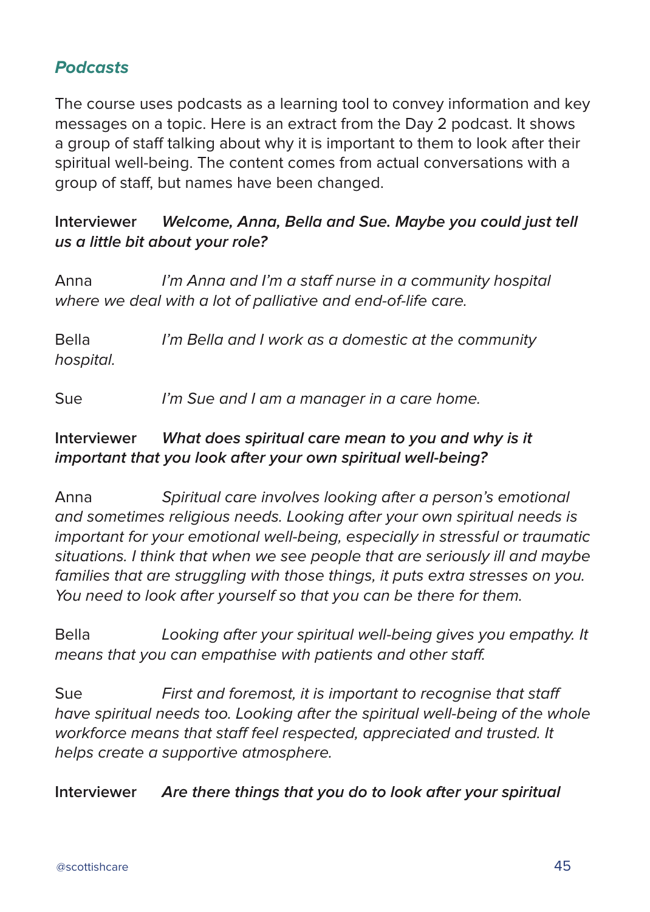### Podcasts

The course uses podcasts as a learning tool to convey information and key messages on a topic. Here is an extract from the Day 2 podcast. It shows a group of staff talking about why it is important to them to look after their spiritual well-being. The content comes from actual conversations with a group of staff, but names have been changed.

**Interviewer** ***Welcome, Anna, Bella and Sue. Maybe you could just tell us a little bit about your role?***

Anna *I'm Anna and I'm a staff nurse in a community hospital where we deal with a lot of palliative and end-of-life care.*

Bella *I'm Bella and I work as a domestic at the community hospital.*

Sue *I'm Sue and I am a manager in a care home.*

**Interviewer** ***What does spiritual care mean to you and why is it important that you look after your own spiritual well-being?***

Anna *Spiritual care involves looking after a person's emotional and sometimes religious needs. Looking after your own spiritual needs is important for your emotional well-being, especially in stressful or traumatic situations. I think that when we see people that are seriously ill and maybe families that are struggling with those things, it puts extra stresses on you. You need to look after yourself so that you can be there for them.*

Bella *Looking after your spiritual well-being gives you empathy. It means that you can empathise with patients and other staff.*

Sue *First and foremost, it is important to recognise that staff have spiritual needs too. Looking after the spiritual well-being of the whole workforce means that staff feel respected, appreciated and trusted. It helps create a supportive atmosphere.*

**Interviewer** ***Are there things that you do to look after your spiritual***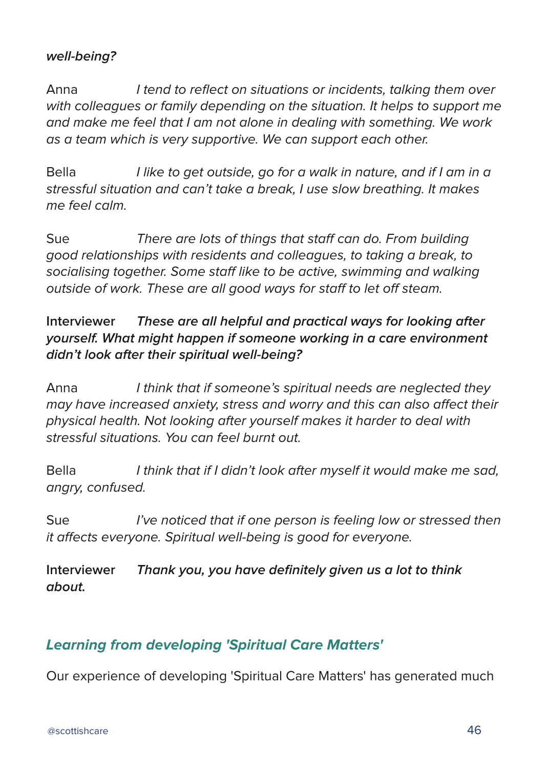***well-being?***

Anna *I tend to reflect on situations or incidents, talking them over with colleagues or family depending on the situation. It helps to support me and make me feel that I am not alone in dealing with something. We work as a team which is very supportive. We can support each other.*

Bella *I like to get outside, go for a walk in nature, and if I am in a stressful situation and can't take a break, I use slow breathing. It makes me feel calm.*

Sue *There are lots of things that staff can do. From building good relationships with residents and colleagues, to taking a break, to socialising together. Some staff like to be active, swimming and walking outside of work. These are all good ways for staff to let off steam.*

**Interviewer** ***These are all helpful and practical ways for looking after yourself. What might happen if someone working in a care environment didn't look after their spiritual well-being?***

Anna *I think that if someone's spiritual needs are neglected they may have increased anxiety, stress and worry and this can also affect their physical health. Not looking after yourself makes it harder to deal with stressful situations. You can feel burnt out.*

Bella *I think that if I didn't look after myself it would make me sad, angry, confused.*

Sue *I've noticed that if one person is feeling low or stressed then it affects everyone. Spiritual well-being is good for everyone.*

**Interviewer** ***Thank you, you have definitely given us a lot to think about.***

## *Learning from developing 'Spiritual Care Matters'*

Our experience of developing 'Spiritual Care Matters' has generated much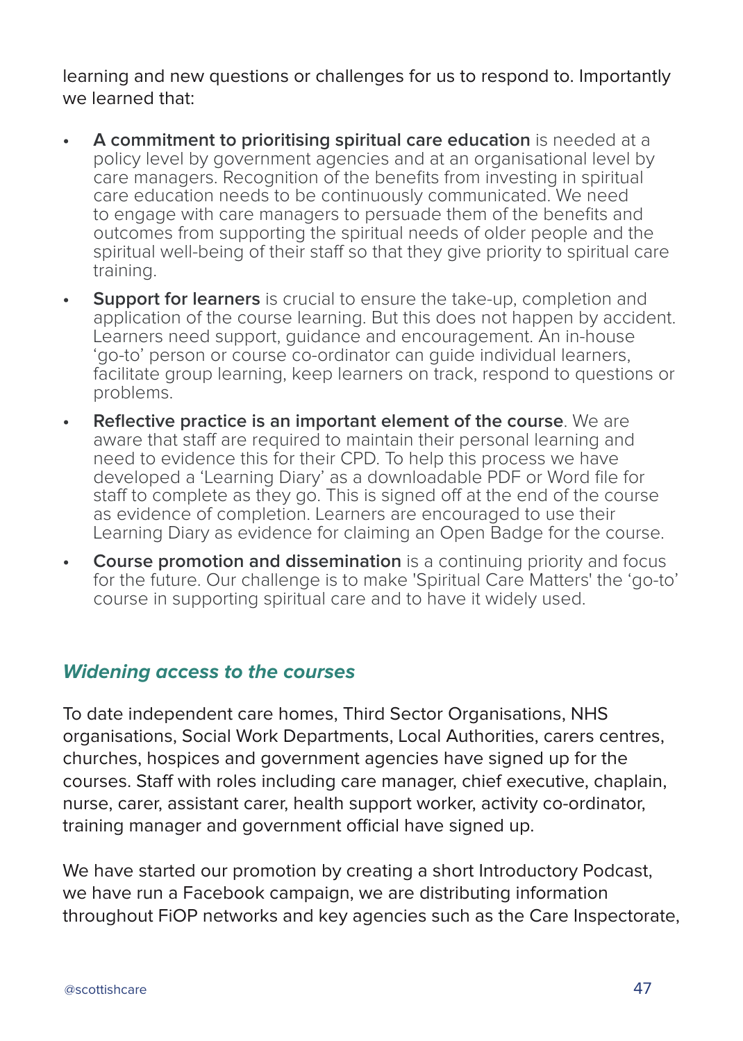learning and new questions or challenges for us to respond to. Importantly we learned that:

- **A commitment to prioritising spiritual care education** is needed at a policy level by government agencies and at an organisational level by care managers. Recognition of the benefits from investing in spiritual care education needs to be continuously communicated. We need to engage with care managers to persuade them of the benefits and outcomes from supporting the spiritual needs of older people and the spiritual well-being of their staff so that they give priority to spiritual care training.
- **Support for learners** is crucial to ensure the take-up, completion and application of the course learning. But this does not happen by accident. Learners need support, guidance and encouragement. An in-house 'go-to' person or course co-ordinator can guide individual learners, facilitate group learning, keep learners on track, respond to questions or problems.
- **Reflective practice is an important element of the course**. We are aware that staff are required to maintain their personal learning and need to evidence this for their CPD. To help this process we have developed a 'Learning Diary' as a downloadable PDF or Word file for staff to complete as they go. This is signed off at the end of the course as evidence of completion. Learners are encouraged to use their Learning Diary as evidence for claiming an Open Badge for the course.
- **Course promotion and dissemination** is a continuing priority and focus for the future. Our challenge is to make 'Spiritual Care Matters' the 'go-to' course in supporting spiritual care and to have it widely used.

### *Widening access to the courses*

To date independent care homes, Third Sector Organisations, NHS organisations, Social Work Departments, Local Authorities, carers centres, churches, hospices and government agencies have signed up for the courses. Staff with roles including care manager, chief executive, chaplain, nurse, carer, assistant carer, health support worker, activity co-ordinator, training manager and government official have signed up.

We have started our promotion by creating a short Introductory Podcast, we have run a Facebook campaign, we are distributing information throughout FiOP networks and key agencies such as the Care Inspectorate,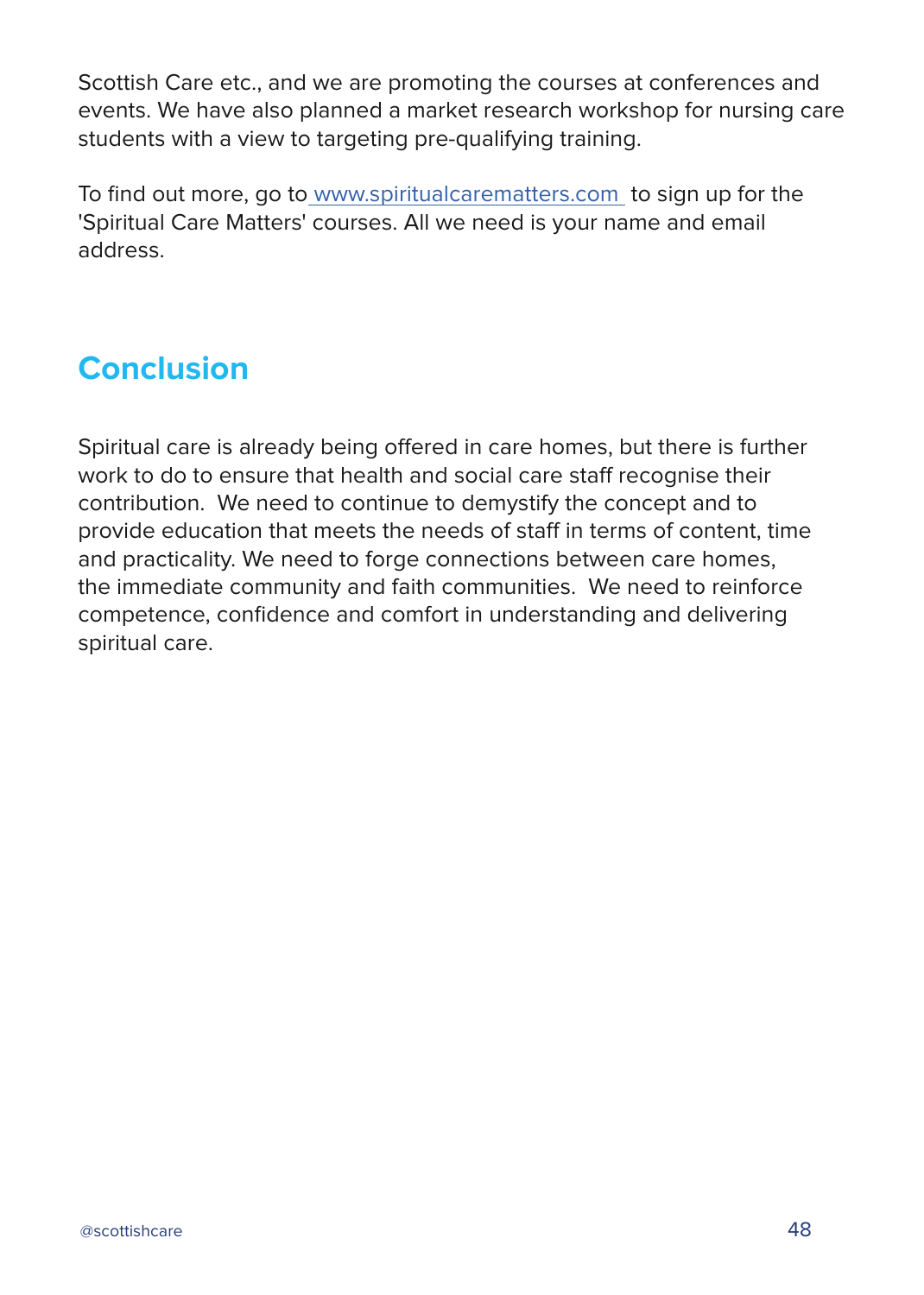Scottish Care etc., and we are promoting the courses at conferences and events. We have also planned a market research workshop for nursing care students with a view to targeting pre-qualifying training.

To find out more, go to [www.spiritualcarematters.com](http://www.spiritualcarematters.com) to sign up for the 'Spiritual Care Matters' courses. All we need is your name and email address.

## Conclusion

Spiritual care is already being offered in care homes, but there is further work to do to ensure that health and social care staff recognise their contribution. We need to continue to demystify the concept and to provide education that meets the needs of staff in terms of content, time and practicality. We need to forge connections between care homes, the immediate community and faith communities. We need to reinforce competence, confidence and comfort in understanding and delivering spiritual care.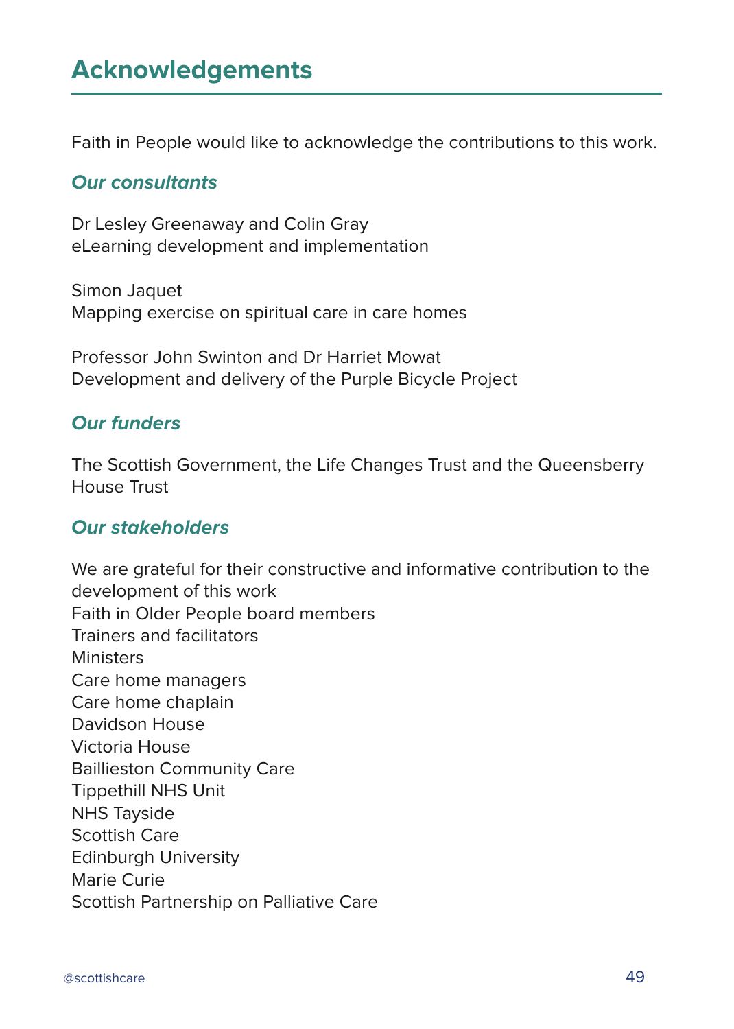# Acknowledgements

Faith in People would like to acknowledge the contributions to this work.

### *Our consultants*

Dr Lesley Greenaway and Colin Gray
eLearning development and implementation

Simon Jaquet
Mapping exercise on spiritual care in care homes

Professor John Swinton and Dr Harriet Mowat
Development and delivery of the Purple Bicycle Project

### *Our funders*

The Scottish Government, the Life Changes Trust and the Queensberry House Trust

### *Our stakeholders*

We are grateful for their constructive and informative contribution to the development of this work
Faith in Older People board members
Trainers and facilitators
Ministers
Care home managers
Care home chaplain
Davidson House
Victoria House
Baillieston Community Care
Tippethill NHS Unit
NHS Tayside
Scottish Care
Edinburgh University
Marie Curie
Scottish Partnership on Palliative Care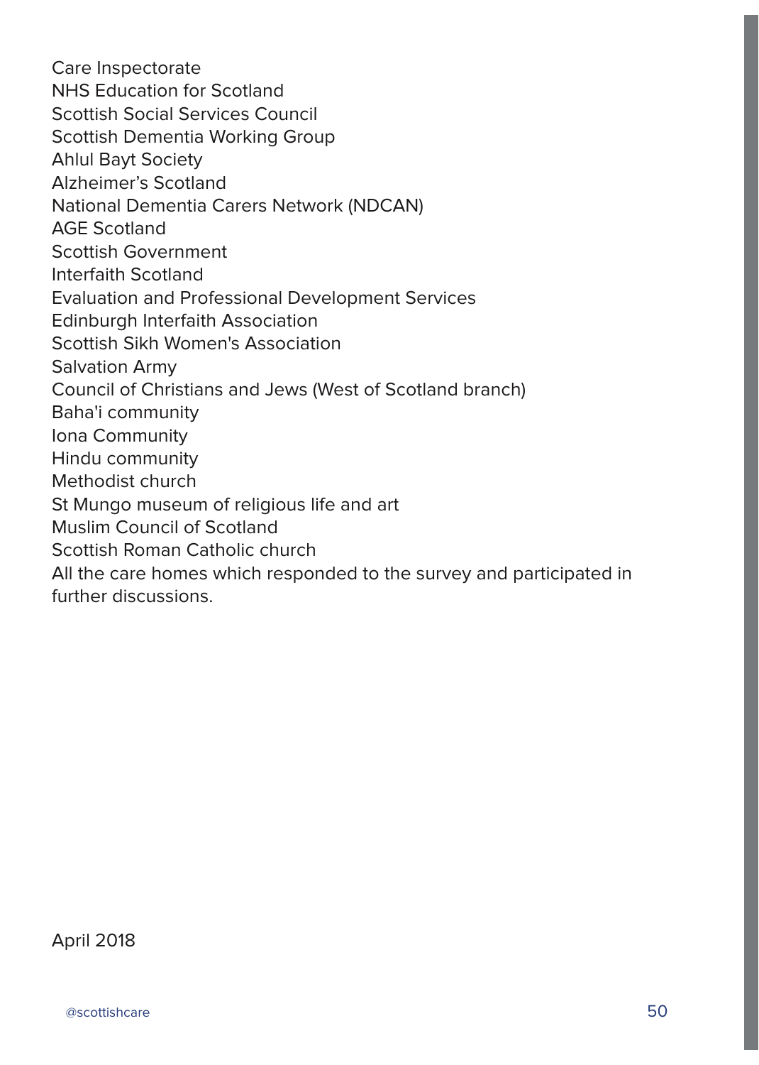Care Inspectorate
NHS Education for Scotland
Scottish Social Services Council
Scottish Dementia Working Group
Ahlul Bayt Society
Alzheimer’s Scotland
National Dementia Carers Network (NDCAN)
AGE Scotland
Scottish Government
Interfaith Scotland
Evaluation and Professional Development Services
Edinburgh Interfaith Association
Scottish Sikh Women's Association
Salvation Army
Council of Christians and Jews (West of Scotland branch)
Baha'i community
Iona Community
Hindu community
Methodist church
St Mungo museum of religious life and art
Muslim Council of Scotland
Scottish Roman Catholic church
All the care homes which responded to the survey and participated in further discussions.

April 2018